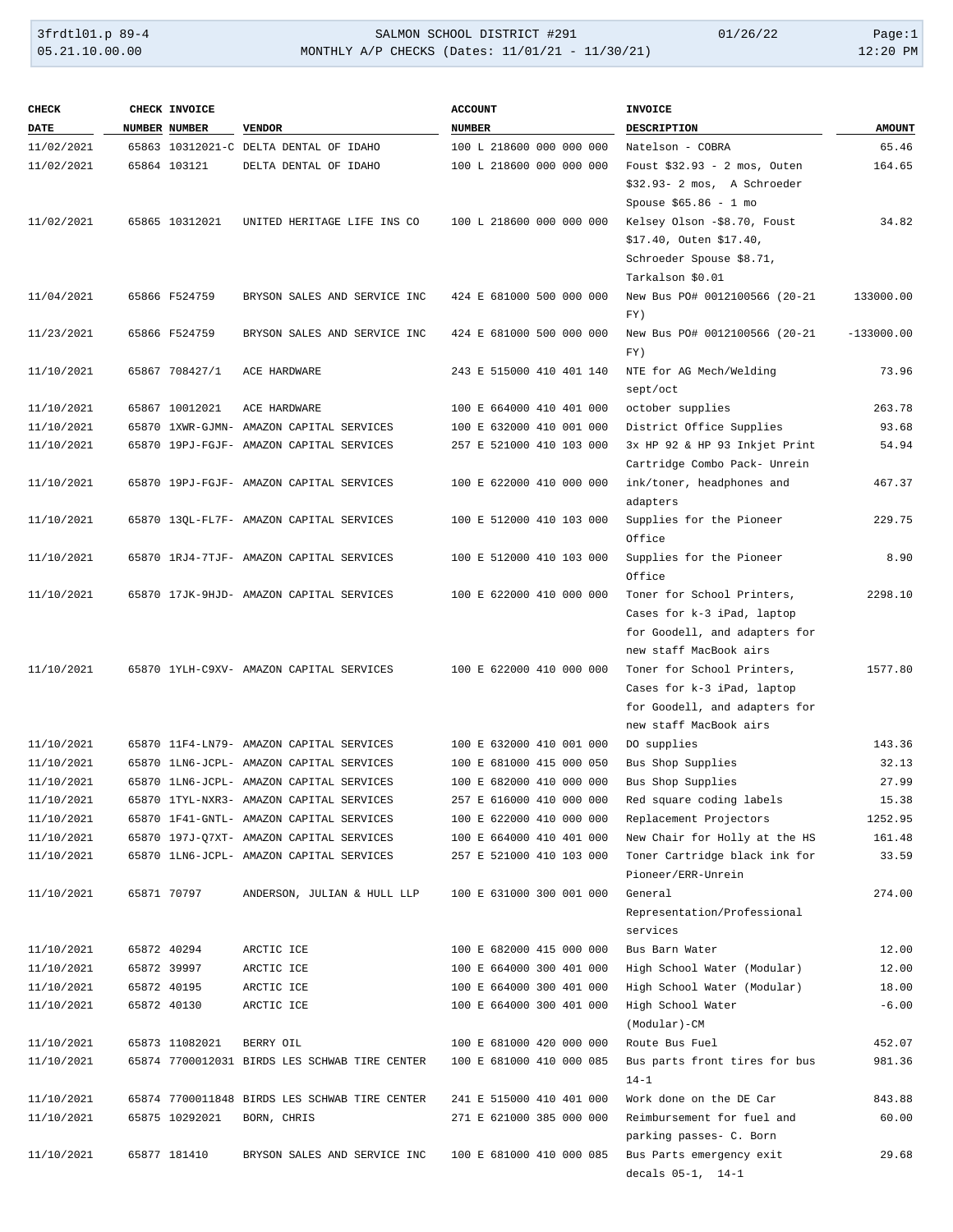SALMON SCHOOL DISTRICT #291

MONTHLY A/P CHECKS (Dates: 11/01/21 - 11/30/21)

| CHECK DATE | CHECK NUMBER | INVOICE NUMBER | VENDOR | ACCOUNT NUMBER | INVOICE DESCRIPTION | AMOUNT |
|---|---|---|---|---|---|---|
| 11/02/2021 | 65863 | 10312021-C | DELTA DENTAL OF IDAHO | 100 L 218600 000 000 000 | Natelson - COBRA | 65.46 |
| 11/02/2021 | 65864 | 103121 | DELTA DENTAL OF IDAHO | 100 L 218600 000 000 000 | Foust $32.93 - 2 mos, Outen $32.93- 2 mos, A Schroeder Spouse $65.86 - 1 mo | 164.65 |
| 11/02/2021 | 65865 | 10312021 | UNITED HERITAGE LIFE INS CO | 100 L 218600 000 000 000 | Kelsey Olson -$8.70, Foust $17.40, Outen $17.40, Schroeder Spouse $8.71, Tarkalson $0.01 | 34.82 |
| 11/04/2021 | 65866 | F524759 | BRYSON SALES AND SERVICE INC | 424 E 681000 500 000 000 | New Bus PO# 0012100566 (20-21 FY) | 133000.00 |
| 11/23/2021 | 65866 | F524759 | BRYSON SALES AND SERVICE INC | 424 E 681000 500 000 000 | New Bus PO# 0012100566 (20-21 FY) | -133000.00 |
| 11/10/2021 | 65867 | 708427/1 | ACE HARDWARE | 243 E 515000 410 401 140 | NTE for AG Mech/Welding sept/oct | 73.96 |
| 11/10/2021 | 65867 | 10012021 | ACE HARDWARE | 100 E 664000 410 401 000 | october supplies | 263.78 |
| 11/10/2021 | 65870 | 1XWR-GJMN- | AMAZON CAPITAL SERVICES | 100 E 632000 410 001 000 | District Office Supplies | 93.68 |
| 11/10/2021 | 65870 | 19PJ-FGJF- | AMAZON CAPITAL SERVICES | 257 E 521000 410 103 000 | 3x HP 92 & HP 93 Inkjet Print Cartridge Combo Pack- Unrein | 54.94 |
| 11/10/2021 | 65870 | 19PJ-FGJF- | AMAZON CAPITAL SERVICES | 100 E 622000 410 000 000 | ink/toner, headphones and adapters | 467.37 |
| 11/10/2021 | 65870 | 13QL-FL7F- | AMAZON CAPITAL SERVICES | 100 E 512000 410 103 000 | Supplies for the Pioneer Office | 229.75 |
| 11/10/2021 | 65870 | 1RJ4-7TJF- | AMAZON CAPITAL SERVICES | 100 E 512000 410 103 000 | Supplies for the Pioneer Office | 8.90 |
| 11/10/2021 | 65870 | 17JK-9HJD- | AMAZON CAPITAL SERVICES | 100 E 622000 410 000 000 | Toner for School Printers, Cases for k-3 iPad, laptop for Goodell, and adapters for new staff MacBook airs | 2298.10 |
| 11/10/2021 | 65870 | 1YLH-C9XV- | AMAZON CAPITAL SERVICES | 100 E 622000 410 000 000 | Toner for School Printers, Cases for k-3 iPad, laptop for Goodell, and adapters for new staff MacBook airs | 1577.80 |
| 11/10/2021 | 65870 | 11F4-LN79- | AMAZON CAPITAL SERVICES | 100 E 632000 410 001 000 | DO supplies | 143.36 |
| 11/10/2021 | 65870 | 1LN6-JCPL- | AMAZON CAPITAL SERVICES | 100 E 681000 415 000 050 | Bus Shop Supplies | 32.13 |
| 11/10/2021 | 65870 | 1LN6-JCPL- | AMAZON CAPITAL SERVICES | 100 E 682000 410 000 000 | Bus Shop Supplies | 27.99 |
| 11/10/2021 | 65870 | 1TYL-NXR3- | AMAZON CAPITAL SERVICES | 257 E 616000 410 000 000 | Red square coding labels | 15.38 |
| 11/10/2021 | 65870 | 1F41-GNTL- | AMAZON CAPITAL SERVICES | 100 E 622000 410 000 000 | Replacement Projectors | 1252.95 |
| 11/10/2021 | 65870 | 197J-Q7XT- | AMAZON CAPITAL SERVICES | 100 E 664000 410 401 000 | New Chair for Holly at the HS | 161.48 |
| 11/10/2021 | 65870 | 1LN6-JCPL- | AMAZON CAPITAL SERVICES | 257 E 521000 410 103 000 | Toner Cartridge black ink for Pioneer/ERR-Unrein | 33.59 |
| 11/10/2021 | 65871 | 70797 | ANDERSON, JULIAN & HULL LLP | 100 E 631000 300 001 000 | General Representation/Professional services | 274.00 |
| 11/10/2021 | 65872 | 40294 | ARCTIC ICE | 100 E 682000 415 000 000 | Bus Barn Water | 12.00 |
| 11/10/2021 | 65872 | 39997 | ARCTIC ICE | 100 E 664000 300 401 000 | High School Water (Modular) | 12.00 |
| 11/10/2021 | 65872 | 40195 | ARCTIC ICE | 100 E 664000 300 401 000 | High School Water (Modular) | 18.00 |
| 11/10/2021 | 65872 | 40130 | ARCTIC ICE | 100 E 664000 300 401 000 | High School Water (Modular)-CM | -6.00 |
| 11/10/2021 | 65873 | 11082021 | BERRY OIL | 100 E 681000 420 000 000 | Route Bus Fuel | 452.07 |
| 11/10/2021 | 65874 | 7700012031 | BIRDS LES SCHWAB TIRE CENTER | 100 E 681000 410 000 085 | Bus parts front tires for bus 14-1 | 981.36 |
| 11/10/2021 | 65874 | 7700011848 | BIRDS LES SCHWAB TIRE CENTER | 241 E 515000 410 401 000 | Work done on the DE Car | 843.88 |
| 11/10/2021 | 65875 | 10292021 | BORN, CHRIS | 271 E 621000 385 000 000 | Reimbursement for fuel and parking passes- C. Born | 60.00 |
| 11/10/2021 | 65877 | 181410 | BRYSON SALES AND SERVICE INC | 100 E 681000 410 000 085 | Bus Parts emergency exit decals 05-1, 14-1 | 29.68 |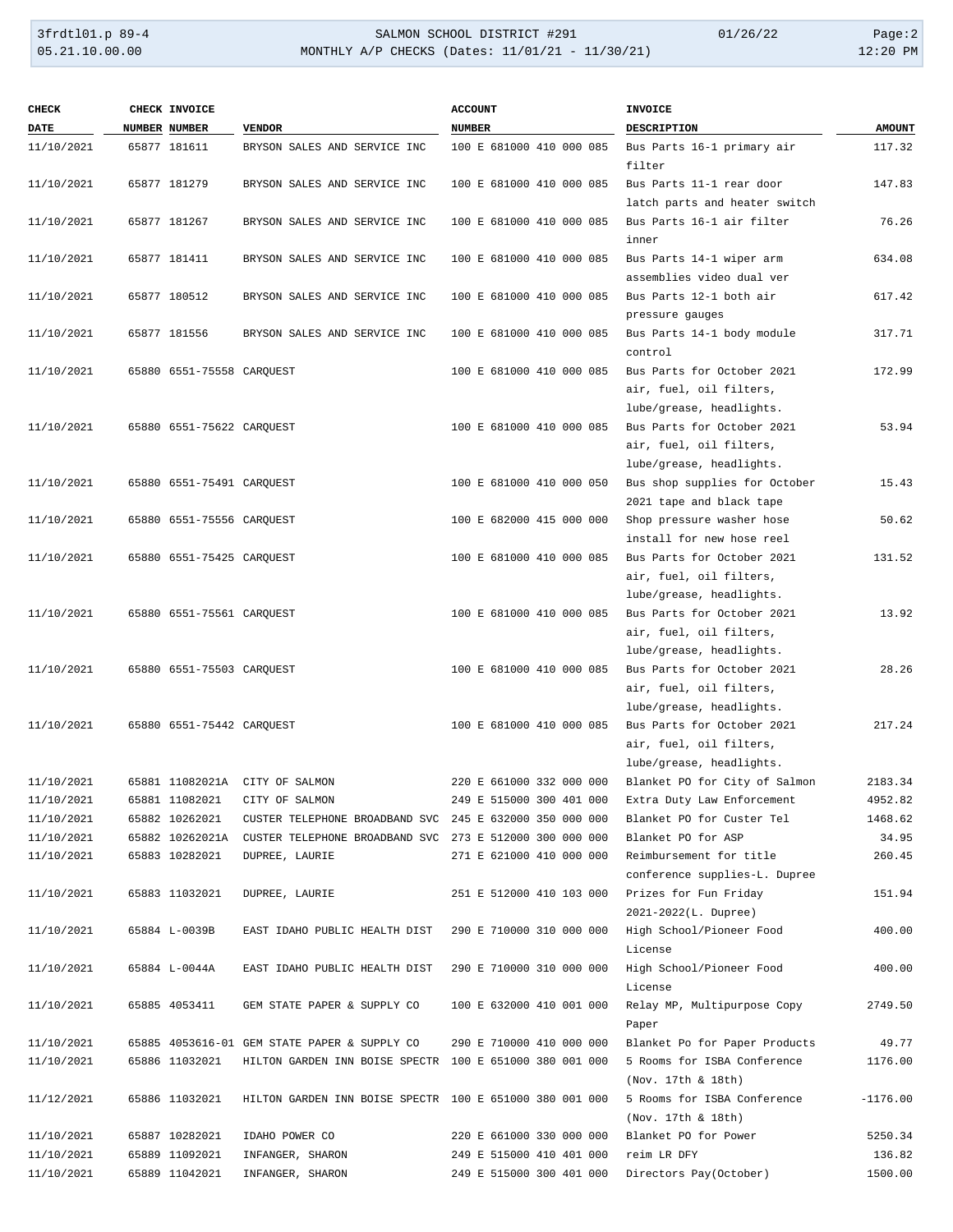| CHECK DATE | CHECK NUMBER | INVOICE NUMBER | VENDOR | ACCOUNT NUMBER | INVOICE DESCRIPTION | AMOUNT |
|---|---|---|---|---|---|---|
| 11/10/2021 | 65877 | 181611 | BRYSON SALES AND SERVICE INC | 100 E 681000 410 000 085 | Bus Parts 16-1 primary air filter | 117.32 |
| 11/10/2021 | 65877 | 181279 | BRYSON SALES AND SERVICE INC | 100 E 681000 410 000 085 | Bus Parts 11-1 rear door latch parts and heater switch | 147.83 |
| 11/10/2021 | 65877 | 181267 | BRYSON SALES AND SERVICE INC | 100 E 681000 410 000 085 | Bus Parts 16-1 air filter inner | 76.26 |
| 11/10/2021 | 65877 | 181411 | BRYSON SALES AND SERVICE INC | 100 E 681000 410 000 085 | Bus Parts 14-1 wiper arm assemblies video dual ver | 634.08 |
| 11/10/2021 | 65877 | 180512 | BRYSON SALES AND SERVICE INC | 100 E 681000 410 000 085 | Bus Parts 12-1 both air pressure gauges | 617.42 |
| 11/10/2021 | 65877 | 181556 | BRYSON SALES AND SERVICE INC | 100 E 681000 410 000 085 | Bus Parts 14-1 body module control | 317.71 |
| 11/10/2021 | 65880 | 6551-75558 | CARQUEST | 100 E 681000 410 000 085 | Bus Parts for October 2021 air, fuel, oil filters, lube/grease, headlights. | 172.99 |
| 11/10/2021 | 65880 | 6551-75622 | CARQUEST | 100 E 681000 410 000 085 | Bus Parts for October 2021 air, fuel, oil filters, lube/grease, headlights. | 53.94 |
| 11/10/2021 | 65880 | 6551-75491 | CARQUEST | 100 E 681000 410 000 050 | Bus shop supplies for October 2021 tape and black tape | 15.43 |
| 11/10/2021 | 65880 | 6551-75556 | CARQUEST | 100 E 682000 415 000 000 | Shop pressure washer hose install for new hose reel | 50.62 |
| 11/10/2021 | 65880 | 6551-75425 | CARQUEST | 100 E 681000 410 000 085 | Bus Parts for October 2021 air, fuel, oil filters, lube/grease, headlights. | 131.52 |
| 11/10/2021 | 65880 | 6551-75561 | CARQUEST | 100 E 681000 410 000 085 | Bus Parts for October 2021 air, fuel, oil filters, lube/grease, headlights. | 13.92 |
| 11/10/2021 | 65880 | 6551-75503 | CARQUEST | 100 E 681000 410 000 085 | Bus Parts for October 2021 air, fuel, oil filters, lube/grease, headlights. | 28.26 |
| 11/10/2021 | 65880 | 6551-75442 | CARQUEST | 100 E 681000 410 000 085 | Bus Parts for October 2021 air, fuel, oil filters, lube/grease, headlights. | 217.24 |
| 11/10/2021 | 65881 | 11082021A | CITY OF SALMON | 220 E 661000 332 000 000 | Blanket PO for City of Salmon | 2183.34 |
| 11/10/2021 | 65881 | 11082021 | CITY OF SALMON | 249 E 515000 300 401 000 | Extra Duty Law Enforcement | 4952.82 |
| 11/10/2021 | 65882 | 10262021 | CUSTER TELEPHONE BROADBAND SVC | 245 E 632000 350 000 000 | Blanket PO for Custer Tel | 1468.62 |
| 11/10/2021 | 65882 | 10262021A | CUSTER TELEPHONE BROADBAND SVC | 273 E 512000 300 000 000 | Blanket PO for ASP | 34.95 |
| 11/10/2021 | 65883 | 10282021 | DUPREE, LAURIE | 271 E 621000 410 000 000 | Reimbursement for title conference supplies-L. Dupree | 260.45 |
| 11/10/2021 | 65883 | 11032021 | DUPREE, LAURIE | 251 E 512000 410 103 000 | Prizes for Fun Friday 2021-2022(L. Dupree) | 151.94 |
| 11/10/2021 | 65884 | L-0039B | EAST IDAHO PUBLIC HEALTH DIST | 290 E 710000 310 000 000 | High School/Pioneer Food License | 400.00 |
| 11/10/2021 | 65884 | L-0044A | EAST IDAHO PUBLIC HEALTH DIST | 290 E 710000 310 000 000 | High School/Pioneer Food License | 400.00 |
| 11/10/2021 | 65885 | 4053411 | GEM STATE PAPER & SUPPLY CO | 100 E 632000 410 001 000 | Relay MP, Multipurpose Copy Paper | 2749.50 |
| 11/10/2021 | 65885 | 4053616-01 | GEM STATE PAPER & SUPPLY CO | 290 E 710000 410 000 000 | Blanket Po for Paper Products | 49.77 |
| 11/10/2021 | 65886 | 11032021 | HILTON GARDEN INN BOISE SPECTR | 100 E 651000 380 001 000 | 5 Rooms for ISBA Conference (Nov. 17th & 18th) | 1176.00 |
| 11/12/2021 | 65886 | 11032021 | HILTON GARDEN INN BOISE SPECTR | 100 E 651000 380 001 000 | 5 Rooms for ISBA Conference (Nov. 17th & 18th) | -1176.00 |
| 11/10/2021 | 65887 | 10282021 | IDAHO POWER CO | 220 E 661000 330 000 000 | Blanket PO for Power | 5250.34 |
| 11/10/2021 | 65889 | 11092021 | INFANGER, SHARON | 249 E 515000 410 401 000 | reim LR DFY | 136.82 |
| 11/10/2021 | 65889 | 11042021 | INFANGER, SHARON | 249 E 515000 300 401 000 | Directors Pay(October) | 1500.00 |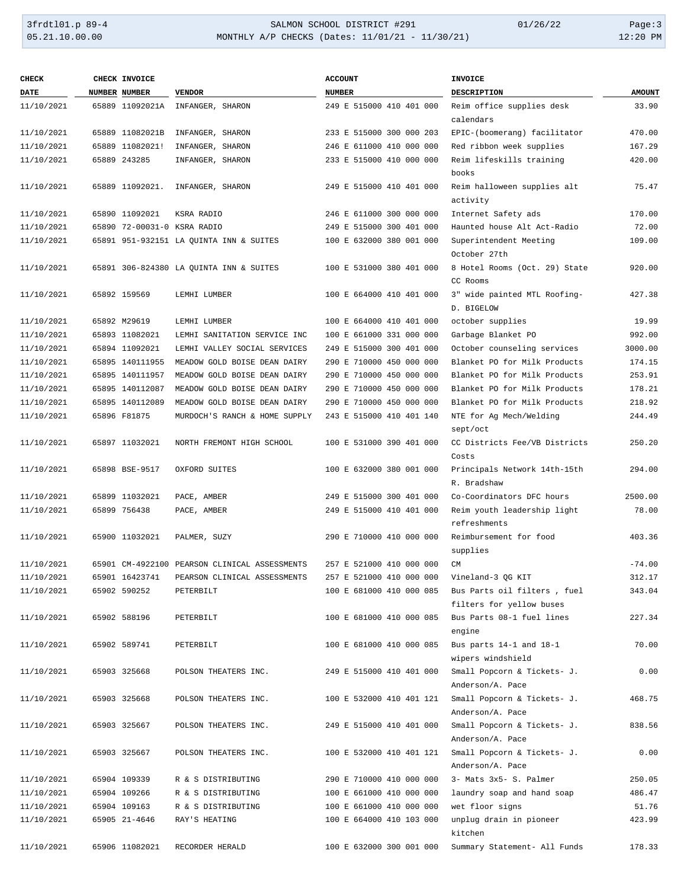| CHECK DATE | CHECK NUMBER | INVOICE NUMBER | VENDOR | ACCOUNT NUMBER | INVOICE DESCRIPTION | AMOUNT |
|---|---|---|---|---|---|---|
| 11/10/2021 | 65889 | 11092021A | INFANGER, SHARON | 249 E 515000 410 401 000 | Reim office supplies desk calendars | 33.90 |
| 11/10/2021 | 65889 | 11082021B | INFANGER, SHARON | 233 E 515000 300 000 203 | EPIC-(boomerang) facilitator | 470.00 |
| 11/10/2021 | 65889 | 11082021! | INFANGER, SHARON | 246 E 611000 410 000 000 | Red ribbon week supplies | 167.29 |
| 11/10/2021 | 65889 | 243285 | INFANGER, SHARON | 233 E 515000 410 000 000 | Reim lifeskills training books | 420.00 |
| 11/10/2021 | 65889 | 11092021. | INFANGER, SHARON | 249 E 515000 410 401 000 | Reim halloween supplies alt activity | 75.47 |
| 11/10/2021 | 65890 | 11092021 | KSRA RADIO | 246 E 611000 300 000 000 | Internet Safety ads | 170.00 |
| 11/10/2021 | 65890 | 72-00031-0 | KSRA RADIO | 249 E 515000 300 401 000 | Haunted house Alt Act-Radio | 72.00 |
| 11/10/2021 | 65891 | 951-932151 | LA QUINTA INN & SUITES | 100 E 632000 380 001 000 | Superintendent Meeting October 27th | 109.00 |
| 11/10/2021 | 65891 | 306-824380 | LA QUINTA INN & SUITES | 100 E 531000 380 401 000 | 8 Hotel Rooms (Oct. 29) State CC Rooms | 920.00 |
| 11/10/2021 | 65892 | 159569 | LEMHI LUMBER | 100 E 664000 410 401 000 | 3" wide painted MTL Roofing- D. BIGELOW | 427.38 |
| 11/10/2021 | 65892 | M29619 | LEMHI LUMBER | 100 E 664000 410 401 000 | october supplies | 19.99 |
| 11/10/2021 | 65893 | 11082021 | LEMHI SANITATION SERVICE INC | 100 E 661000 331 000 000 | Garbage Blanket PO | 992.00 |
| 11/10/2021 | 65894 | 11092021 | LEMHI VALLEY SOCIAL SERVICES | 249 E 515000 300 401 000 | October counseling services | 3000.00 |
| 11/10/2021 | 65895 | 140111955 | MEADOW GOLD BOISE DEAN DAIRY | 290 E 710000 450 000 000 | Blanket PO for Milk Products | 174.15 |
| 11/10/2021 | 65895 | 140111957 | MEADOW GOLD BOISE DEAN DAIRY | 290 E 710000 450 000 000 | Blanket PO for Milk Products | 253.91 |
| 11/10/2021 | 65895 | 140112087 | MEADOW GOLD BOISE DEAN DAIRY | 290 E 710000 450 000 000 | Blanket PO for Milk Products | 178.21 |
| 11/10/2021 | 65895 | 140112089 | MEADOW GOLD BOISE DEAN DAIRY | 290 E 710000 450 000 000 | Blanket PO for Milk Products | 218.92 |
| 11/10/2021 | 65896 | F81875 | MURDOCH'S RANCH & HOME SUPPLY | 243 E 515000 410 401 140 | NTE for Ag Mech/Welding sept/oct | 244.49 |
| 11/10/2021 | 65897 | 11032021 | NORTH FREMONT HIGH SCHOOL | 100 E 531000 390 401 000 | CC Districts Fee/VB Districts Costs | 250.20 |
| 11/10/2021 | 65898 | BSE-9517 | OXFORD SUITES | 100 E 632000 380 001 000 | Principals Network 14th-15th R. Bradshaw | 294.00 |
| 11/10/2021 | 65899 | 11032021 | PACE, AMBER | 249 E 515000 300 401 000 | Co-Coordinators DFC hours | 2500.00 |
| 11/10/2021 | 65899 | 756438 | PACE, AMBER | 249 E 515000 410 401 000 | Reim youth leadership light refreshments | 78.00 |
| 11/10/2021 | 65900 | 11032021 | PALMER, SUZY | 290 E 710000 410 000 000 | Reimbursement for food supplies | 403.36 |
| 11/10/2021 | 65901 | CM-4922100 | PEARSON CLINICAL ASSESSMENTS | 257 E 521000 410 000 000 | CM | -74.00 |
| 11/10/2021 | 65901 | 16423741 | PEARSON CLINICAL ASSESSMENTS | 257 E 521000 410 000 000 | Vineland-3 QG KIT | 312.17 |
| 11/10/2021 | 65902 | 590252 | PETERBILT | 100 E 681000 410 000 085 | Bus Parts oil filters , fuel filters for yellow buses | 343.04 |
| 11/10/2021 | 65902 | 588196 | PETERBILT | 100 E 681000 410 000 085 | Bus Parts 08-1 fuel lines engine | 227.34 |
| 11/10/2021 | 65902 | 589741 | PETERBILT | 100 E 681000 410 000 085 | Bus parts 14-1 and 18-1 wipers windshield | 70.00 |
| 11/10/2021 | 65903 | 325668 | POLSON THEATERS INC. | 249 E 515000 410 401 000 | Small Popcorn & Tickets- J. Anderson/A. Pace | 0.00 |
| 11/10/2021 | 65903 | 325668 | POLSON THEATERS INC. | 100 E 532000 410 401 121 | Small Popcorn & Tickets- J. Anderson/A. Pace | 468.75 |
| 11/10/2021 | 65903 | 325667 | POLSON THEATERS INC. | 249 E 515000 410 401 000 | Small Popcorn & Tickets- J. Anderson/A. Pace | 838.56 |
| 11/10/2021 | 65903 | 325667 | POLSON THEATERS INC. | 100 E 532000 410 401 121 | Small Popcorn & Tickets- J. Anderson/A. Pace | 0.00 |
| 11/10/2021 | 65904 | 109339 | R & S DISTRIBUTING | 290 E 710000 410 000 000 | 3- Mats 3x5- S. Palmer | 250.05 |
| 11/10/2021 | 65904 | 109266 | R & S DISTRIBUTING | 100 E 661000 410 000 000 | laundry soap and hand soap | 486.47 |
| 11/10/2021 | 65904 | 109163 | R & S DISTRIBUTING | 100 E 661000 410 000 000 | wet floor signs | 51.76 |
| 11/10/2021 | 65905 | 21-4646 | RAY'S HEATING | 100 E 664000 410 103 000 | unplug drain in pioneer kitchen | 423.99 |
| 11/10/2021 | 65906 | 11082021 | RECORDER HERALD | 100 E 632000 300 001 000 | Summary Statement- All Funds | 178.33 |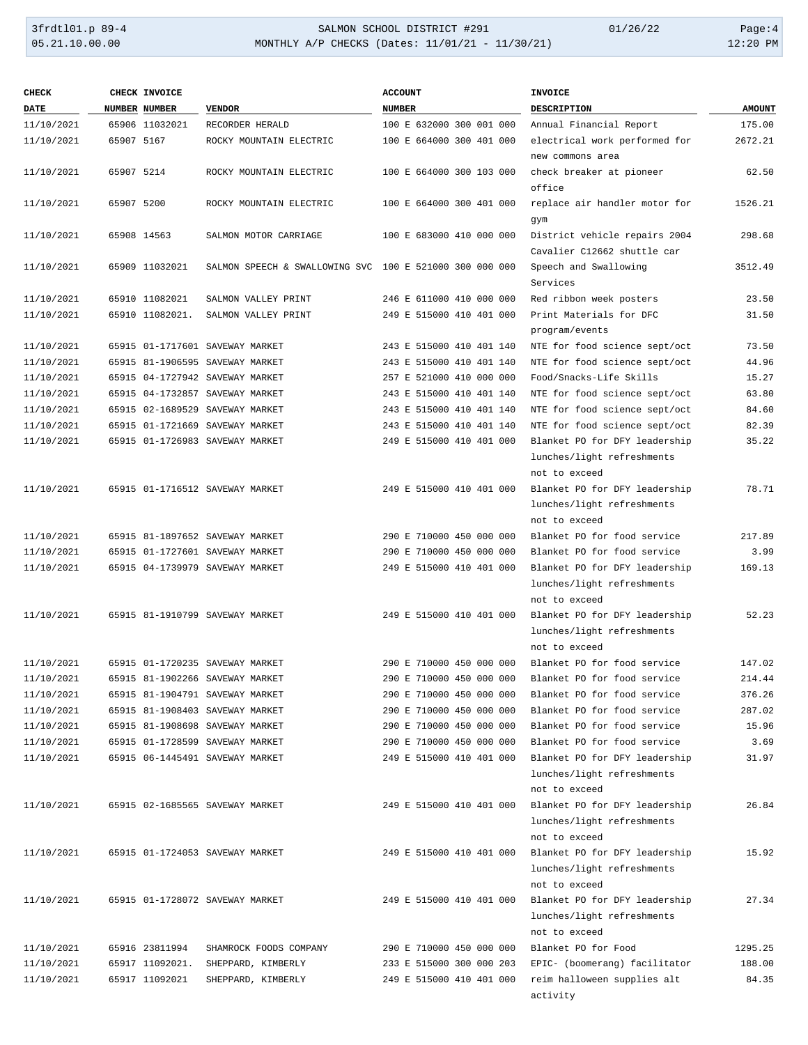| CHECK DATE | CHECK NUMBER | INVOICE NUMBER | VENDOR | ACCOUNT NUMBER | INVOICE DESCRIPTION | AMOUNT |
|---|---|---|---|---|---|---|
| 11/10/2021 | 65906 | 11032021 | RECORDER HERALD | 100 E 632000 300 001 000 | Annual Financial Report | 175.00 |
| 11/10/2021 | 65907 | 5167 | ROCKY MOUNTAIN ELECTRIC | 100 E 664000 300 401 000 | electrical work performed for new commons area | 2672.21 |
| 11/10/2021 | 65907 | 5214 | ROCKY MOUNTAIN ELECTRIC | 100 E 664000 300 103 000 | check breaker at pioneer office | 62.50 |
| 11/10/2021 | 65907 | 5200 | ROCKY MOUNTAIN ELECTRIC | 100 E 664000 300 401 000 | replace air handler motor for gym | 1526.21 |
| 11/10/2021 | 65908 | 14563 | SALMON MOTOR CARRIAGE | 100 E 683000 410 000 000 | District vehicle repairs 2004 Cavalier C12662 shuttle car | 298.68 |
| 11/10/2021 | 65909 | 11032021 | SALMON SPEECH & SWALLOWING SVC | 100 E 521000 300 000 000 | Speech and Swallowing Services | 3512.49 |
| 11/10/2021 | 65910 | 11082021 | SALMON VALLEY PRINT | 246 E 611000 410 000 000 | Red ribbon week posters | 23.50 |
| 11/10/2021 | 65910 | 11082021. | SALMON VALLEY PRINT | 249 E 515000 410 401 000 | Print Materials for DFC program/events | 31.50 |
| 11/10/2021 | 65915 | 01-1717601 | SAVEWAY MARKET | 243 E 515000 410 401 140 | NTE for food science sept/oct | 73.50 |
| 11/10/2021 | 65915 | 81-1906595 | SAVEWAY MARKET | 243 E 515000 410 401 140 | NTE for food science sept/oct | 44.96 |
| 11/10/2021 | 65915 | 04-1727942 | SAVEWAY MARKET | 257 E 521000 410 000 000 | Food/Snacks-Life Skills | 15.27 |
| 11/10/2021 | 65915 | 04-1732857 | SAVEWAY MARKET | 243 E 515000 410 401 140 | NTE for food science sept/oct | 63.80 |
| 11/10/2021 | 65915 | 02-1689529 | SAVEWAY MARKET | 243 E 515000 410 401 140 | NTE for food science sept/oct | 84.60 |
| 11/10/2021 | 65915 | 01-1721669 | SAVEWAY MARKET | 243 E 515000 410 401 140 | NTE for food science sept/oct | 82.39 |
| 11/10/2021 | 65915 | 01-1726983 | SAVEWAY MARKET | 249 E 515000 410 401 000 | Blanket PO for DFY leadership lunches/light refreshments not to exceed | 35.22 |
| 11/10/2021 | 65915 | 01-1716512 | SAVEWAY MARKET | 249 E 515000 410 401 000 | Blanket PO for DFY leadership lunches/light refreshments not to exceed | 78.71 |
| 11/10/2021 | 65915 | 81-1897652 | SAVEWAY MARKET | 290 E 710000 450 000 000 | Blanket PO for food service | 217.89 |
| 11/10/2021 | 65915 | 01-1727601 | SAVEWAY MARKET | 290 E 710000 450 000 000 | Blanket PO for food service | 3.99 |
| 11/10/2021 | 65915 | 04-1739979 | SAVEWAY MARKET | 249 E 515000 410 401 000 | Blanket PO for DFY leadership lunches/light refreshments not to exceed | 169.13 |
| 11/10/2021 | 65915 | 81-1910799 | SAVEWAY MARKET | 249 E 515000 410 401 000 | Blanket PO for DFY leadership lunches/light refreshments not to exceed | 52.23 |
| 11/10/2021 | 65915 | 01-1720235 | SAVEWAY MARKET | 290 E 710000 450 000 000 | Blanket PO for food service | 147.02 |
| 11/10/2021 | 65915 | 81-1902266 | SAVEWAY MARKET | 290 E 710000 450 000 000 | Blanket PO for food service | 214.44 |
| 11/10/2021 | 65915 | 81-1904791 | SAVEWAY MARKET | 290 E 710000 450 000 000 | Blanket PO for food service | 376.26 |
| 11/10/2021 | 65915 | 81-1908403 | SAVEWAY MARKET | 290 E 710000 450 000 000 | Blanket PO for food service | 287.02 |
| 11/10/2021 | 65915 | 81-1908698 | SAVEWAY MARKET | 290 E 710000 450 000 000 | Blanket PO for food service | 15.96 |
| 11/10/2021 | 65915 | 01-1728599 | SAVEWAY MARKET | 290 E 710000 450 000 000 | Blanket PO for food service | 3.69 |
| 11/10/2021 | 65915 | 06-1445491 | SAVEWAY MARKET | 249 E 515000 410 401 000 | Blanket PO for DFY leadership lunches/light refreshments not to exceed | 31.97 |
| 11/10/2021 | 65915 | 02-1685565 | SAVEWAY MARKET | 249 E 515000 410 401 000 | Blanket PO for DFY leadership lunches/light refreshments not to exceed | 26.84 |
| 11/10/2021 | 65915 | 01-1724053 | SAVEWAY MARKET | 249 E 515000 410 401 000 | Blanket PO for DFY leadership lunches/light refreshments not to exceed | 15.92 |
| 11/10/2021 | 65915 | 01-1728072 | SAVEWAY MARKET | 249 E 515000 410 401 000 | Blanket PO for DFY leadership lunches/light refreshments not to exceed | 27.34 |
| 11/10/2021 | 65916 | 23811994 | SHAMROCK FOODS COMPANY | 290 E 710000 450 000 000 | Blanket PO for Food | 1295.25 |
| 11/10/2021 | 65917 | 11092021. | SHEPPARD, KIMBERLY | 233 E 515000 300 000 203 | EPIC- (boomerang) facilitator | 188.00 |
| 11/10/2021 | 65917 | 11092021 | SHEPPARD, KIMBERLY | 249 E 515000 410 401 000 | reim halloween supplies alt activity | 84.35 |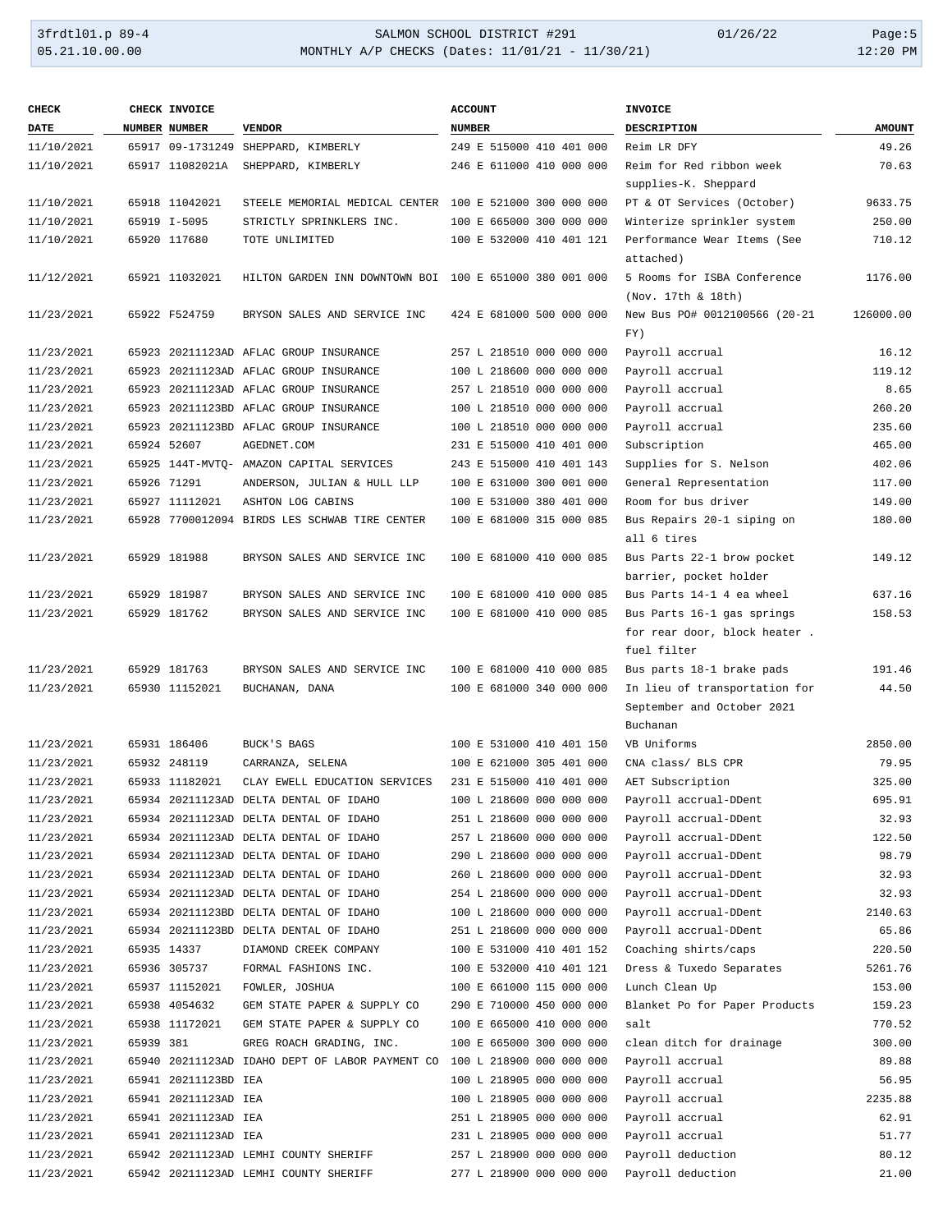| CHECK DATE | CHECK NUMBER | INVOICE NUMBER | VENDOR | ACCOUNT NUMBER | INVOICE DESCRIPTION | AMOUNT |
|---|---|---|---|---|---|---|
| 11/10/2021 | 65917 | 09-1731249 | SHEPPARD, KIMBERLY | 249 E 515000 410 401 000 | Reim LR DFY | 49.26 |
| 11/10/2021 | 65917 | 11082021A | SHEPPARD, KIMBERLY | 246 E 611000 410 000 000 | Reim for Red ribbon week supplies-K. Sheppard | 70.63 |
| 11/10/2021 | 65918 | 11042021 | STEELE MEMORIAL MEDICAL CENTER | 100 E 521000 300 000 000 | PT & OT Services (October) | 9633.75 |
| 11/10/2021 | 65919 | I-5095 | STRICTLY SPRINKLERS INC. | 100 E 665000 300 000 000 | Winterize sprinkler system | 250.00 |
| 11/10/2021 | 65920 | 117680 | TOTE UNLIMITED | 100 E 532000 410 401 121 | Performance Wear Items (See attached) | 710.12 |
| 11/12/2021 | 65921 | 11032021 | HILTON GARDEN INN DOWNTOWN BOI | 100 E 651000 380 001 000 | 5 Rooms for ISBA Conference (Nov. 17th & 18th) | 1176.00 |
| 11/23/2021 | 65922 | F524759 | BRYSON SALES AND SERVICE INC | 424 E 681000 500 000 000 | New Bus PO# 0012100566 (20-21 FY) | 126000.00 |
| 11/23/2021 | 65923 | 20211123AD | AFLAC GROUP INSURANCE | 257 L 218510 000 000 000 | Payroll accrual | 16.12 |
| 11/23/2021 | 65923 | 20211123AD | AFLAC GROUP INSURANCE | 100 L 218600 000 000 000 | Payroll accrual | 119.12 |
| 11/23/2021 | 65923 | 20211123AD | AFLAC GROUP INSURANCE | 257 L 218510 000 000 000 | Payroll accrual | 8.65 |
| 11/23/2021 | 65923 | 20211123BD | AFLAC GROUP INSURANCE | 100 L 218510 000 000 000 | Payroll accrual | 260.20 |
| 11/23/2021 | 65923 | 20211123BD | AFLAC GROUP INSURANCE | 100 L 218510 000 000 000 | Payroll accrual | 235.60 |
| 11/23/2021 | 65924 | 52607 | AGEDNET.COM | 231 E 515000 410 401 000 | Subscription | 465.00 |
| 11/23/2021 | 65925 | 144T-MVTQ- | AMAZON CAPITAL SERVICES | 243 E 515000 410 401 143 | Supplies for S. Nelson | 402.06 |
| 11/23/2021 | 65926 | 71291 | ANDERSON, JULIAN & HULL LLP | 100 E 631000 300 001 000 | General Representation | 117.00 |
| 11/23/2021 | 65927 | 11112021 | ASHTON LOG CABINS | 100 E 531000 380 401 000 | Room for bus driver | 149.00 |
| 11/23/2021 | 65928 | 7700012094 | BIRDS LES SCHWAB TIRE CENTER | 100 E 681000 315 000 085 | Bus Repairs 20-1 siping on all 6 tires | 180.00 |
| 11/23/2021 | 65929 | 181988 | BRYSON SALES AND SERVICE INC | 100 E 681000 410 000 085 | Bus Parts 22-1 brow pocket barrier, pocket holder | 149.12 |
| 11/23/2021 | 65929 | 181987 | BRYSON SALES AND SERVICE INC | 100 E 681000 410 000 085 | Bus Parts 14-1 4 ea wheel | 637.16 |
| 11/23/2021 | 65929 | 181762 | BRYSON SALES AND SERVICE INC | 100 E 681000 410 000 085 | Bus Parts 16-1 gas springs for rear door, block heater . fuel filter | 158.53 |
| 11/23/2021 | 65929 | 181763 | BRYSON SALES AND SERVICE INC | 100 E 681000 410 000 085 | Bus parts 18-1 brake pads | 191.46 |
| 11/23/2021 | 65930 | 11152021 | BUCHANAN, DANA | 100 E 681000 340 000 000 | In lieu of transportation for September and October 2021 Buchanan | 44.50 |
| 11/23/2021 | 65931 | 186406 | BUCK'S BAGS | 100 E 531000 410 401 150 | VB Uniforms | 2850.00 |
| 11/23/2021 | 65932 | 248119 | CARRANZA, SELENA | 100 E 621000 305 401 000 | CNA class/ BLS CPR | 79.95 |
| 11/23/2021 | 65933 | 11182021 | CLAY EWELL EDUCATION SERVICES | 231 E 515000 410 401 000 | AET Subscription | 325.00 |
| 11/23/2021 | 65934 | 20211123AD | DELTA DENTAL OF IDAHO | 100 L 218600 000 000 000 | Payroll accrual-DDent | 695.91 |
| 11/23/2021 | 65934 | 20211123AD | DELTA DENTAL OF IDAHO | 251 L 218600 000 000 000 | Payroll accrual-DDent | 32.93 |
| 11/23/2021 | 65934 | 20211123AD | DELTA DENTAL OF IDAHO | 257 L 218600 000 000 000 | Payroll accrual-DDent | 122.50 |
| 11/23/2021 | 65934 | 20211123AD | DELTA DENTAL OF IDAHO | 290 L 218600 000 000 000 | Payroll accrual-DDent | 98.79 |
| 11/23/2021 | 65934 | 20211123AD | DELTA DENTAL OF IDAHO | 260 L 218600 000 000 000 | Payroll accrual-DDent | 32.93 |
| 11/23/2021 | 65934 | 20211123AD | DELTA DENTAL OF IDAHO | 254 L 218600 000 000 000 | Payroll accrual-DDent | 32.93 |
| 11/23/2021 | 65934 | 20211123BD | DELTA DENTAL OF IDAHO | 100 L 218600 000 000 000 | Payroll accrual-DDent | 2140.63 |
| 11/23/2021 | 65934 | 20211123BD | DELTA DENTAL OF IDAHO | 251 L 218600 000 000 000 | Payroll accrual-DDent | 65.86 |
| 11/23/2021 | 65935 | 14337 | DIAMOND CREEK COMPANY | 100 E 531000 410 401 152 | Coaching shirts/caps | 220.50 |
| 11/23/2021 | 65936 | 305737 | FORMAL FASHIONS INC. | 100 E 532000 410 401 121 | Dress & Tuxedo Separates | 5261.76 |
| 11/23/2021 | 65937 | 11152021 | FOWLER, JOSHUA | 100 E 661000 115 000 000 | Lunch Clean Up | 153.00 |
| 11/23/2021 | 65938 | 4054632 | GEM STATE PAPER & SUPPLY CO | 290 E 710000 450 000 000 | Blanket Po for Paper Products | 159.23 |
| 11/23/2021 | 65938 | 11172021 | GEM STATE PAPER & SUPPLY CO | 100 E 665000 410 000 000 | salt | 770.52 |
| 11/23/2021 | 65939 | 381 | GREG ROACH GRADING, INC. | 100 E 665000 300 000 000 | clean ditch for drainage | 300.00 |
| 11/23/2021 | 65940 | 20211123AD | IDAHO DEPT OF LABOR PAYMENT CO | 100 L 218900 000 000 000 | Payroll accrual | 89.88 |
| 11/23/2021 | 65941 | 20211123BD | IEA | 100 L 218905 000 000 000 | Payroll accrual | 56.95 |
| 11/23/2021 | 65941 | 20211123AD | IEA | 100 L 218905 000 000 000 | Payroll accrual | 2235.88 |
| 11/23/2021 | 65941 | 20211123AD | IEA | 251 L 218905 000 000 000 | Payroll accrual | 62.91 |
| 11/23/2021 | 65941 | 20211123AD | IEA | 231 L 218905 000 000 000 | Payroll accrual | 51.77 |
| 11/23/2021 | 65942 | 20211123AD | LEMHI COUNTY SHERIFF | 257 L 218900 000 000 000 | Payroll deduction | 80.12 |
| 11/23/2021 | 65942 | 20211123AD | LEMHI COUNTY SHERIFF | 277 L 218900 000 000 000 | Payroll deduction | 21.00 |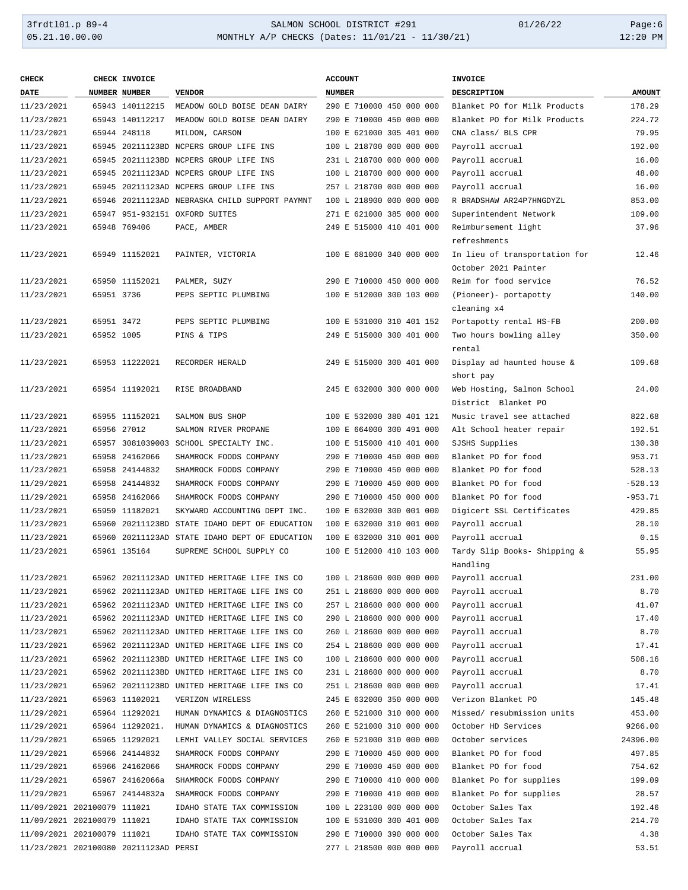| CHECK DATE | CHECK NUMBER | INVOICE NUMBER | VENDOR | ACCOUNT NUMBER | INVOICE DESCRIPTION | AMOUNT |
|---|---|---|---|---|---|---|
| 11/23/2021 | 65943 | 140112215 | MEADOW GOLD BOISE DEAN DAIRY | 290 E 710000 450 000 000 | Blanket PO for Milk Products | 178.29 |
| 11/23/2021 | 65943 | 140112217 | MEADOW GOLD BOISE DEAN DAIRY | 290 E 710000 450 000 000 | Blanket PO for Milk Products | 224.72 |
| 11/23/2021 | 65944 | 248118 | MILDON, CARSON | 100 E 621000 305 401 000 | CNA class/ BLS CPR | 79.95 |
| 11/23/2021 | 65945 | 20211123BD | NCPERS GROUP LIFE INS | 100 L 218700 000 000 000 | Payroll accrual | 192.00 |
| 11/23/2021 | 65945 | 20211123BD | NCPERS GROUP LIFE INS | 231 L 218700 000 000 000 | Payroll accrual | 16.00 |
| 11/23/2021 | 65945 | 20211123AD | NCPERS GROUP LIFE INS | 100 L 218700 000 000 000 | Payroll accrual | 48.00 |
| 11/23/2021 | 65945 | 20211123AD | NCPERS GROUP LIFE INS | 257 L 218700 000 000 000 | Payroll accrual | 16.00 |
| 11/23/2021 | 65946 | 20211123AD | NEBRASKA CHILD SUPPORT PAYMNT | 100 L 218900 000 000 000 | R BRADSHAW AR24P7HNGDYZL | 853.00 |
| 11/23/2021 | 65947 | 951-932151 | OXFORD SUITES | 271 E 621000 385 000 000 | Superintendent Network | 109.00 |
| 11/23/2021 | 65948 | 769406 | PACE, AMBER | 249 E 515000 410 401 000 | Reimbursement light refreshments | 37.96 |
| 11/23/2021 | 65949 | 11152021 | PAINTER, VICTORIA | 100 E 681000 340 000 000 | In lieu of transportation for October 2021 Painter | 12.46 |
| 11/23/2021 | 65950 | 11152021 | PALMER, SUZY | 290 E 710000 450 000 000 | Reim for food service | 76.52 |
| 11/23/2021 | 65951 | 3736 | PEPS SEPTIC PLUMBING | 100 E 512000 300 103 000 | (Pioneer)- portapotty cleaning x4 | 140.00 |
| 11/23/2021 | 65951 | 3472 | PEPS SEPTIC PLUMBING | 100 E 531000 310 401 152 | Portapotty rental HS-FB | 200.00 |
| 11/23/2021 | 65952 | 1005 | PINS & TIPS | 249 E 515000 300 401 000 | Two hours bowling alley rental | 350.00 |
| 11/23/2021 | 65953 | 11222021 | RECORDER HERALD | 249 E 515000 300 401 000 | Display ad haunted house & short pay | 109.68 |
| 11/23/2021 | 65954 | 11192021 | RISE BROADBAND | 245 E 632000 300 000 000 | Web Hosting, Salmon School District Blanket PO | 24.00 |
| 11/23/2021 | 65955 | 11152021 | SALMON BUS SHOP | 100 E 532000 380 401 121 | Music travel see attached | 822.68 |
| 11/23/2021 | 65956 | 27012 | SALMON RIVER PROPANE | 100 E 664000 300 491 000 | Alt School heater repair | 192.51 |
| 11/23/2021 | 65957 | 3081039003 | SCHOOL SPECIALTY INC. | 100 E 515000 410 401 000 | SJSHS Supplies | 130.38 |
| 11/23/2021 | 65958 | 24162066 | SHAMROCK FOODS COMPANY | 290 E 710000 450 000 000 | Blanket PO for food | 953.71 |
| 11/23/2021 | 65958 | 24144832 | SHAMROCK FOODS COMPANY | 290 E 710000 450 000 000 | Blanket PO for food | 528.13 |
| 11/29/2021 | 65958 | 24144832 | SHAMROCK FOODS COMPANY | 290 E 710000 450 000 000 | Blanket PO for food | -528.13 |
| 11/29/2021 | 65958 | 24162066 | SHAMROCK FOODS COMPANY | 290 E 710000 450 000 000 | Blanket PO for food | -953.71 |
| 11/23/2021 | 65959 | 11182021 | SKYWARD ACCOUNTING DEPT INC. | 100 E 632000 300 001 000 | Digicert SSL Certificates | 429.85 |
| 11/23/2021 | 65960 | 20211123BD | STATE IDAHO DEPT OF EDUCATION | 100 E 632000 310 001 000 | Payroll accrual | 28.10 |
| 11/23/2021 | 65960 | 20211123AD | STATE IDAHO DEPT OF EDUCATION | 100 E 632000 310 001 000 | Payroll accrual | 0.15 |
| 11/23/2021 | 65961 | 135164 | SUPREME SCHOOL SUPPLY CO | 100 E 512000 410 103 000 | Tardy Slip Books- Shipping & Handling | 55.95 |
| 11/23/2021 | 65962 | 20211123AD | UNITED HERITAGE LIFE INS CO | 100 L 218600 000 000 000 | Payroll accrual | 231.00 |
| 11/23/2021 | 65962 | 20211123AD | UNITED HERITAGE LIFE INS CO | 251 L 218600 000 000 000 | Payroll accrual | 8.70 |
| 11/23/2021 | 65962 | 20211123AD | UNITED HERITAGE LIFE INS CO | 257 L 218600 000 000 000 | Payroll accrual | 41.07 |
| 11/23/2021 | 65962 | 20211123AD | UNITED HERITAGE LIFE INS CO | 290 L 218600 000 000 000 | Payroll accrual | 17.40 |
| 11/23/2021 | 65962 | 20211123AD | UNITED HERITAGE LIFE INS CO | 260 L 218600 000 000 000 | Payroll accrual | 8.70 |
| 11/23/2021 | 65962 | 20211123AD | UNITED HERITAGE LIFE INS CO | 254 L 218600 000 000 000 | Payroll accrual | 17.41 |
| 11/23/2021 | 65962 | 20211123BD | UNITED HERITAGE LIFE INS CO | 100 L 218600 000 000 000 | Payroll accrual | 508.16 |
| 11/23/2021 | 65962 | 20211123BD | UNITED HERITAGE LIFE INS CO | 231 L 218600 000 000 000 | Payroll accrual | 8.70 |
| 11/23/2021 | 65962 | 20211123BD | UNITED HERITAGE LIFE INS CO | 251 L 218600 000 000 000 | Payroll accrual | 17.41 |
| 11/23/2021 | 65963 | 11102021 | VERIZON WIRELESS | 245 E 632000 350 000 000 | Verizon Blanket PO | 145.48 |
| 11/29/2021 | 65964 | 11292021 | HUMAN DYNAMICS & DIAGNOSTICS | 260 E 521000 310 000 000 | Missed/ resubmission units | 453.00 |
| 11/29/2021 | 65964 | 11292021. | HUMAN DYNAMICS & DIAGNOSTICS | 260 E 521000 310 000 000 | October HD Services | 9266.00 |
| 11/29/2021 | 65965 | 11292021 | LEMHI VALLEY SOCIAL SERVICES | 260 E 521000 310 000 000 | October services | 24396.00 |
| 11/29/2021 | 65966 | 24144832 | SHAMROCK FOODS COMPANY | 290 E 710000 450 000 000 | Blanket PO for food | 497.85 |
| 11/29/2021 | 65966 | 24162066 | SHAMROCK FOODS COMPANY | 290 E 710000 450 000 000 | Blanket PO for food | 754.62 |
| 11/29/2021 | 65967 | 24162066a | SHAMROCK FOODS COMPANY | 290 E 710000 410 000 000 | Blanket Po for supplies | 199.09 |
| 11/29/2021 | 65967 | 24144832a | SHAMROCK FOODS COMPANY | 290 E 710000 410 000 000 | Blanket Po for supplies | 28.57 |
| 11/09/2021 | 202100079 | 111021 | IDAHO STATE TAX COMMISSION | 100 L 223100 000 000 000 | October Sales Tax | 192.46 |
| 11/09/2021 | 202100079 | 111021 | IDAHO STATE TAX COMMISSION | 100 E 531000 300 401 000 | October Sales Tax | 214.70 |
| 11/09/2021 | 202100079 | 111021 | IDAHO STATE TAX COMMISSION | 290 E 710000 390 000 000 | October Sales Tax | 4.38 |
| 11/23/2021 | 202100080 | 20211123AD | PERSI | 277 L 218500 000 000 000 | Payroll accrual | 53.51 |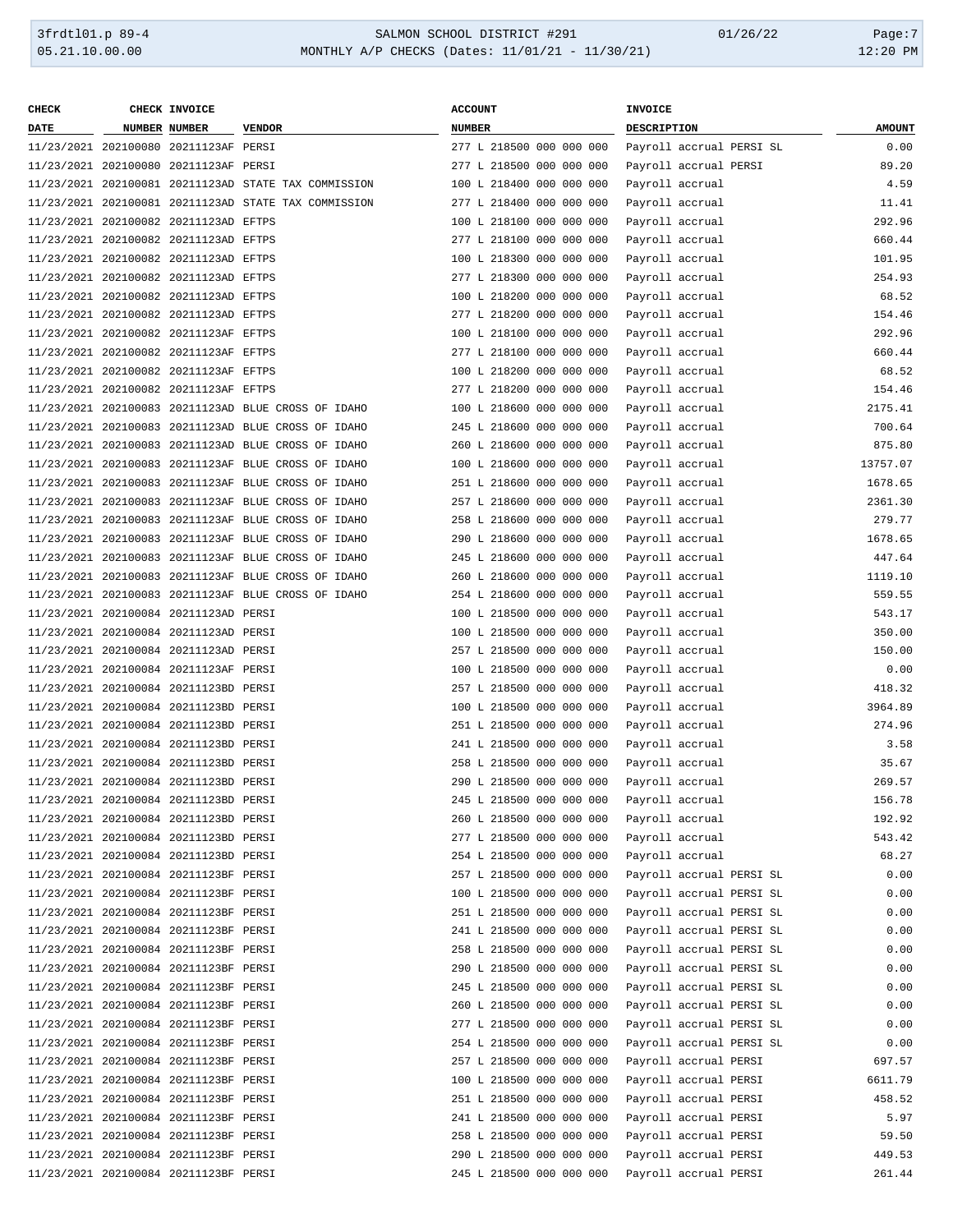| CHECK DATE | CHECK NUMBER | INVOICE NUMBER | VENDOR | ACCOUNT NUMBER | INVOICE DESCRIPTION | AMOUNT |
|---|---|---|---|---|---|---|
| 11/23/2021 | 202100080 | 20211123AF | PERSI | 277 L 218500 000 000 000 | Payroll accrual PERSI SL | 0.00 |
| 11/23/2021 | 202100080 | 20211123AF | PERSI | 277 L 218500 000 000 000 | Payroll accrual PERSI | 89.20 |
| 11/23/2021 | 202100081 | 20211123AD | STATE TAX COMMISSION | 100 L 218400 000 000 000 | Payroll accrual | 4.59 |
| 11/23/2021 | 202100081 | 20211123AD | STATE TAX COMMISSION | 277 L 218400 000 000 000 | Payroll accrual | 11.41 |
| 11/23/2021 | 202100082 | 20211123AD | EFTPS | 100 L 218100 000 000 000 | Payroll accrual | 292.96 |
| 11/23/2021 | 202100082 | 20211123AD | EFTPS | 277 L 218100 000 000 000 | Payroll accrual | 660.44 |
| 11/23/2021 | 202100082 | 20211123AD | EFTPS | 100 L 218300 000 000 000 | Payroll accrual | 101.95 |
| 11/23/2021 | 202100082 | 20211123AD | EFTPS | 277 L 218300 000 000 000 | Payroll accrual | 254.93 |
| 11/23/2021 | 202100082 | 20211123AD | EFTPS | 100 L 218200 000 000 000 | Payroll accrual | 68.52 |
| 11/23/2021 | 202100082 | 20211123AD | EFTPS | 277 L 218200 000 000 000 | Payroll accrual | 154.46 |
| 11/23/2021 | 202100082 | 20211123AF | EFTPS | 100 L 218100 000 000 000 | Payroll accrual | 292.96 |
| 11/23/2021 | 202100082 | 20211123AF | EFTPS | 277 L 218100 000 000 000 | Payroll accrual | 660.44 |
| 11/23/2021 | 202100082 | 20211123AF | EFTPS | 100 L 218200 000 000 000 | Payroll accrual | 68.52 |
| 11/23/2021 | 202100082 | 20211123AF | EFTPS | 277 L 218200 000 000 000 | Payroll accrual | 154.46 |
| 11/23/2021 | 202100083 | 20211123AD | BLUE CROSS OF IDAHO | 100 L 218600 000 000 000 | Payroll accrual | 2175.41 |
| 11/23/2021 | 202100083 | 20211123AD | BLUE CROSS OF IDAHO | 245 L 218600 000 000 000 | Payroll accrual | 700.64 |
| 11/23/2021 | 202100083 | 20211123AD | BLUE CROSS OF IDAHO | 260 L 218600 000 000 000 | Payroll accrual | 875.80 |
| 11/23/2021 | 202100083 | 20211123AF | BLUE CROSS OF IDAHO | 100 L 218600 000 000 000 | Payroll accrual | 13757.07 |
| 11/23/2021 | 202100083 | 20211123AF | BLUE CROSS OF IDAHO | 251 L 218600 000 000 000 | Payroll accrual | 1678.65 |
| 11/23/2021 | 202100083 | 20211123AF | BLUE CROSS OF IDAHO | 257 L 218600 000 000 000 | Payroll accrual | 2361.30 |
| 11/23/2021 | 202100083 | 20211123AF | BLUE CROSS OF IDAHO | 258 L 218600 000 000 000 | Payroll accrual | 279.77 |
| 11/23/2021 | 202100083 | 20211123AF | BLUE CROSS OF IDAHO | 290 L 218600 000 000 000 | Payroll accrual | 1678.65 |
| 11/23/2021 | 202100083 | 20211123AF | BLUE CROSS OF IDAHO | 245 L 218600 000 000 000 | Payroll accrual | 447.64 |
| 11/23/2021 | 202100083 | 20211123AF | BLUE CROSS OF IDAHO | 260 L 218600 000 000 000 | Payroll accrual | 1119.10 |
| 11/23/2021 | 202100083 | 20211123AF | BLUE CROSS OF IDAHO | 254 L 218600 000 000 000 | Payroll accrual | 559.55 |
| 11/23/2021 | 202100084 | 20211123AD | PERSI | 100 L 218500 000 000 000 | Payroll accrual | 543.17 |
| 11/23/2021 | 202100084 | 20211123AD | PERSI | 100 L 218500 000 000 000 | Payroll accrual | 350.00 |
| 11/23/2021 | 202100084 | 20211123AD | PERSI | 257 L 218500 000 000 000 | Payroll accrual | 150.00 |
| 11/23/2021 | 202100084 | 20211123AF | PERSI | 100 L 218500 000 000 000 | Payroll accrual | 0.00 |
| 11/23/2021 | 202100084 | 20211123BD | PERSI | 257 L 218500 000 000 000 | Payroll accrual | 418.32 |
| 11/23/2021 | 202100084 | 20211123BD | PERSI | 100 L 218500 000 000 000 | Payroll accrual | 3964.89 |
| 11/23/2021 | 202100084 | 20211123BD | PERSI | 251 L 218500 000 000 000 | Payroll accrual | 274.96 |
| 11/23/2021 | 202100084 | 20211123BD | PERSI | 241 L 218500 000 000 000 | Payroll accrual | 3.58 |
| 11/23/2021 | 202100084 | 20211123BD | PERSI | 258 L 218500 000 000 000 | Payroll accrual | 35.67 |
| 11/23/2021 | 202100084 | 20211123BD | PERSI | 290 L 218500 000 000 000 | Payroll accrual | 269.57 |
| 11/23/2021 | 202100084 | 20211123BD | PERSI | 245 L 218500 000 000 000 | Payroll accrual | 156.78 |
| 11/23/2021 | 202100084 | 20211123BD | PERSI | 260 L 218500 000 000 000 | Payroll accrual | 192.92 |
| 11/23/2021 | 202100084 | 20211123BD | PERSI | 277 L 218500 000 000 000 | Payroll accrual | 543.42 |
| 11/23/2021 | 202100084 | 20211123BD | PERSI | 254 L 218500 000 000 000 | Payroll accrual | 68.27 |
| 11/23/2021 | 202100084 | 20211123BF | PERSI | 257 L 218500 000 000 000 | Payroll accrual PERSI SL | 0.00 |
| 11/23/2021 | 202100084 | 20211123BF | PERSI | 100 L 218500 000 000 000 | Payroll accrual PERSI SL | 0.00 |
| 11/23/2021 | 202100084 | 20211123BF | PERSI | 251 L 218500 000 000 000 | Payroll accrual PERSI SL | 0.00 |
| 11/23/2021 | 202100084 | 20211123BF | PERSI | 241 L 218500 000 000 000 | Payroll accrual PERSI SL | 0.00 |
| 11/23/2021 | 202100084 | 20211123BF | PERSI | 258 L 218500 000 000 000 | Payroll accrual PERSI SL | 0.00 |
| 11/23/2021 | 202100084 | 20211123BF | PERSI | 290 L 218500 000 000 000 | Payroll accrual PERSI SL | 0.00 |
| 11/23/2021 | 202100084 | 20211123BF | PERSI | 245 L 218500 000 000 000 | Payroll accrual PERSI SL | 0.00 |
| 11/23/2021 | 202100084 | 20211123BF | PERSI | 260 L 218500 000 000 000 | Payroll accrual PERSI SL | 0.00 |
| 11/23/2021 | 202100084 | 20211123BF | PERSI | 277 L 218500 000 000 000 | Payroll accrual PERSI SL | 0.00 |
| 11/23/2021 | 202100084 | 20211123BF | PERSI | 254 L 218500 000 000 000 | Payroll accrual PERSI SL | 0.00 |
| 11/23/2021 | 202100084 | 20211123BF | PERSI | 257 L 218500 000 000 000 | Payroll accrual PERSI | 697.57 |
| 11/23/2021 | 202100084 | 20211123BF | PERSI | 100 L 218500 000 000 000 | Payroll accrual PERSI | 6611.79 |
| 11/23/2021 | 202100084 | 20211123BF | PERSI | 251 L 218500 000 000 000 | Payroll accrual PERSI | 458.52 |
| 11/23/2021 | 202100084 | 20211123BF | PERSI | 241 L 218500 000 000 000 | Payroll accrual PERSI | 5.97 |
| 11/23/2021 | 202100084 | 20211123BF | PERSI | 258 L 218500 000 000 000 | Payroll accrual PERSI | 59.50 |
| 11/23/2021 | 202100084 | 20211123BF | PERSI | 290 L 218500 000 000 000 | Payroll accrual PERSI | 449.53 |
| 11/23/2021 | 202100084 | 20211123BF | PERSI | 245 L 218500 000 000 000 | Payroll accrual PERSI | 261.44 |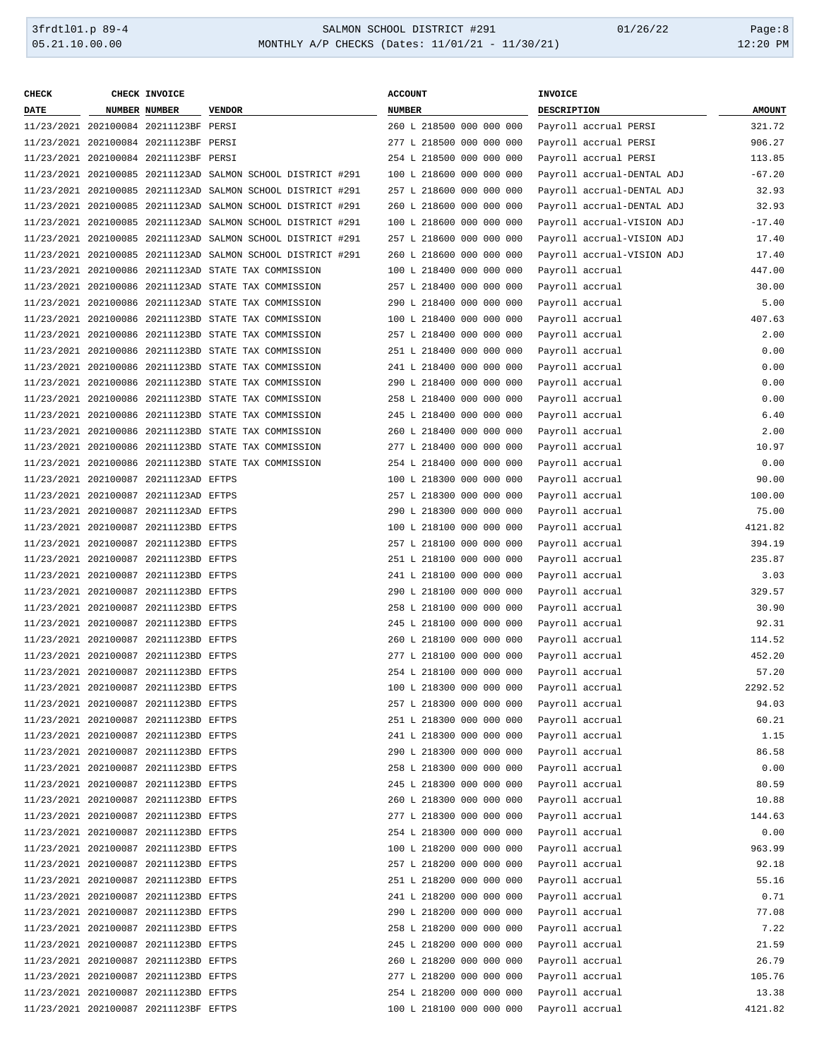| CHECK DATE | CHECK NUMBER | INVOICE NUMBER | VENDOR | ACCOUNT NUMBER | INVOICE DESCRIPTION | AMOUNT |
|---|---|---|---|---|---|---|
| 11/23/2021 | 202100084 | 20211123BF | PERSI | 260 L 218500 000 000 000 | Payroll accrual PERSI | 321.72 |
| 11/23/2021 | 202100084 | 20211123BF | PERSI | 277 L 218500 000 000 000 | Payroll accrual PERSI | 906.27 |
| 11/23/2021 | 202100084 | 20211123BF | PERSI | 254 L 218500 000 000 000 | Payroll accrual PERSI | 113.85 |
| 11/23/2021 | 202100085 | 20211123AD | SALMON SCHOOL DISTRICT #291 | 100 L 218600 000 000 000 | Payroll accrual-DENTAL ADJ | -67.20 |
| 11/23/2021 | 202100085 | 20211123AD | SALMON SCHOOL DISTRICT #291 | 257 L 218600 000 000 000 | Payroll accrual-DENTAL ADJ | 32.93 |
| 11/23/2021 | 202100085 | 20211123AD | SALMON SCHOOL DISTRICT #291 | 260 L 218600 000 000 000 | Payroll accrual-DENTAL ADJ | 32.93 |
| 11/23/2021 | 202100085 | 20211123AD | SALMON SCHOOL DISTRICT #291 | 100 L 218600 000 000 000 | Payroll accrual-VISION ADJ | -17.40 |
| 11/23/2021 | 202100085 | 20211123AD | SALMON SCHOOL DISTRICT #291 | 257 L 218600 000 000 000 | Payroll accrual-VISION ADJ | 17.40 |
| 11/23/2021 | 202100085 | 20211123AD | SALMON SCHOOL DISTRICT #291 | 260 L 218600 000 000 000 | Payroll accrual-VISION ADJ | 17.40 |
| 11/23/2021 | 202100086 | 20211123AD | STATE TAX COMMISSION | 100 L 218400 000 000 000 | Payroll accrual | 447.00 |
| 11/23/2021 | 202100086 | 20211123AD | STATE TAX COMMISSION | 257 L 218400 000 000 000 | Payroll accrual | 30.00 |
| 11/23/2021 | 202100086 | 20211123AD | STATE TAX COMMISSION | 290 L 218400 000 000 000 | Payroll accrual | 5.00 |
| 11/23/2021 | 202100086 | 20211123BD | STATE TAX COMMISSION | 100 L 218400 000 000 000 | Payroll accrual | 407.63 |
| 11/23/2021 | 202100086 | 20211123BD | STATE TAX COMMISSION | 257 L 218400 000 000 000 | Payroll accrual | 2.00 |
| 11/23/2021 | 202100086 | 20211123BD | STATE TAX COMMISSION | 251 L 218400 000 000 000 | Payroll accrual | 0.00 |
| 11/23/2021 | 202100086 | 20211123BD | STATE TAX COMMISSION | 241 L 218400 000 000 000 | Payroll accrual | 0.00 |
| 11/23/2021 | 202100086 | 20211123BD | STATE TAX COMMISSION | 290 L 218400 000 000 000 | Payroll accrual | 0.00 |
| 11/23/2021 | 202100086 | 20211123BD | STATE TAX COMMISSION | 258 L 218400 000 000 000 | Payroll accrual | 0.00 |
| 11/23/2021 | 202100086 | 20211123BD | STATE TAX COMMISSION | 245 L 218400 000 000 000 | Payroll accrual | 6.40 |
| 11/23/2021 | 202100086 | 20211123BD | STATE TAX COMMISSION | 260 L 218400 000 000 000 | Payroll accrual | 2.00 |
| 11/23/2021 | 202100086 | 20211123BD | STATE TAX COMMISSION | 277 L 218400 000 000 000 | Payroll accrual | 10.97 |
| 11/23/2021 | 202100086 | 20211123BD | STATE TAX COMMISSION | 254 L 218400 000 000 000 | Payroll accrual | 0.00 |
| 11/23/2021 | 202100087 | 20211123AD | EFTPS | 100 L 218300 000 000 000 | Payroll accrual | 90.00 |
| 11/23/2021 | 202100087 | 20211123AD | EFTPS | 257 L 218300 000 000 000 | Payroll accrual | 100.00 |
| 11/23/2021 | 202100087 | 20211123AD | EFTPS | 290 L 218300 000 000 000 | Payroll accrual | 75.00 |
| 11/23/2021 | 202100087 | 20211123BD | EFTPS | 100 L 218100 000 000 000 | Payroll accrual | 4121.82 |
| 11/23/2021 | 202100087 | 20211123BD | EFTPS | 257 L 218100 000 000 000 | Payroll accrual | 394.19 |
| 11/23/2021 | 202100087 | 20211123BD | EFTPS | 251 L 218100 000 000 000 | Payroll accrual | 235.87 |
| 11/23/2021 | 202100087 | 20211123BD | EFTPS | 241 L 218100 000 000 000 | Payroll accrual | 3.03 |
| 11/23/2021 | 202100087 | 20211123BD | EFTPS | 290 L 218100 000 000 000 | Payroll accrual | 329.57 |
| 11/23/2021 | 202100087 | 20211123BD | EFTPS | 258 L 218100 000 000 000 | Payroll accrual | 30.90 |
| 11/23/2021 | 202100087 | 20211123BD | EFTPS | 245 L 218100 000 000 000 | Payroll accrual | 92.31 |
| 11/23/2021 | 202100087 | 20211123BD | EFTPS | 260 L 218100 000 000 000 | Payroll accrual | 114.52 |
| 11/23/2021 | 202100087 | 20211123BD | EFTPS | 277 L 218100 000 000 000 | Payroll accrual | 452.20 |
| 11/23/2021 | 202100087 | 20211123BD | EFTPS | 254 L 218100 000 000 000 | Payroll accrual | 57.20 |
| 11/23/2021 | 202100087 | 20211123BD | EFTPS | 100 L 218300 000 000 000 | Payroll accrual | 2292.52 |
| 11/23/2021 | 202100087 | 20211123BD | EFTPS | 257 L 218300 000 000 000 | Payroll accrual | 94.03 |
| 11/23/2021 | 202100087 | 20211123BD | EFTPS | 251 L 218300 000 000 000 | Payroll accrual | 60.21 |
| 11/23/2021 | 202100087 | 20211123BD | EFTPS | 241 L 218300 000 000 000 | Payroll accrual | 1.15 |
| 11/23/2021 | 202100087 | 20211123BD | EFTPS | 290 L 218300 000 000 000 | Payroll accrual | 86.58 |
| 11/23/2021 | 202100087 | 20211123BD | EFTPS | 258 L 218300 000 000 000 | Payroll accrual | 0.00 |
| 11/23/2021 | 202100087 | 20211123BD | EFTPS | 245 L 218300 000 000 000 | Payroll accrual | 80.59 |
| 11/23/2021 | 202100087 | 20211123BD | EFTPS | 260 L 218300 000 000 000 | Payroll accrual | 10.88 |
| 11/23/2021 | 202100087 | 20211123BD | EFTPS | 277 L 218300 000 000 000 | Payroll accrual | 144.63 |
| 11/23/2021 | 202100087 | 20211123BD | EFTPS | 254 L 218300 000 000 000 | Payroll accrual | 0.00 |
| 11/23/2021 | 202100087 | 20211123BD | EFTPS | 100 L 218200 000 000 000 | Payroll accrual | 963.99 |
| 11/23/2021 | 202100087 | 20211123BD | EFTPS | 257 L 218200 000 000 000 | Payroll accrual | 92.18 |
| 11/23/2021 | 202100087 | 20211123BD | EFTPS | 251 L 218200 000 000 000 | Payroll accrual | 55.16 |
| 11/23/2021 | 202100087 | 20211123BD | EFTPS | 241 L 218200 000 000 000 | Payroll accrual | 0.71 |
| 11/23/2021 | 202100087 | 20211123BD | EFTPS | 290 L 218200 000 000 000 | Payroll accrual | 77.08 |
| 11/23/2021 | 202100087 | 20211123BD | EFTPS | 258 L 218200 000 000 000 | Payroll accrual | 7.22 |
| 11/23/2021 | 202100087 | 20211123BD | EFTPS | 245 L 218200 000 000 000 | Payroll accrual | 21.59 |
| 11/23/2021 | 202100087 | 20211123BD | EFTPS | 260 L 218200 000 000 000 | Payroll accrual | 26.79 |
| 11/23/2021 | 202100087 | 20211123BD | EFTPS | 277 L 218200 000 000 000 | Payroll accrual | 105.76 |
| 11/23/2021 | 202100087 | 20211123BD | EFTPS | 254 L 218200 000 000 000 | Payroll accrual | 13.38 |
| 11/23/2021 | 202100087 | 20211123BF | EFTPS | 100 L 218100 000 000 000 | Payroll accrual | 4121.82 |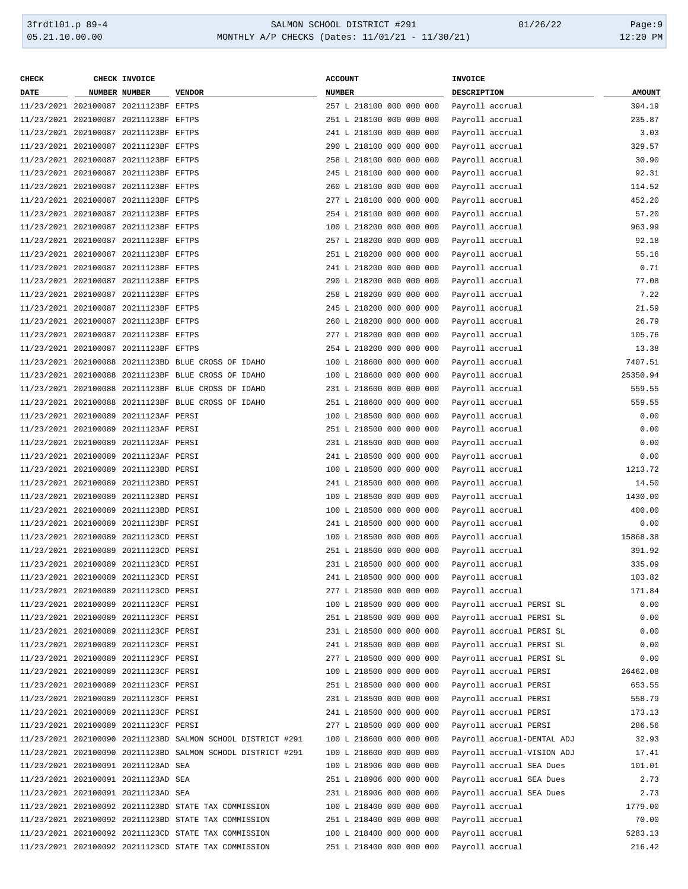| CHECK DATE | CHECK NUMBER | INVOICE NUMBER | VENDOR | ACCOUNT NUMBER | INVOICE DESCRIPTION | AMOUNT |
|---|---|---|---|---|---|---|
| 11/23/2021 | 202100087 | 20211123BF | EFTPS | 257 L 218100 000 000 000 | Payroll accrual | 394.19 |
| 11/23/2021 | 202100087 | 20211123BF | EFTPS | 251 L 218100 000 000 000 | Payroll accrual | 235.87 |
| 11/23/2021 | 202100087 | 20211123BF | EFTPS | 241 L 218100 000 000 000 | Payroll accrual | 3.03 |
| 11/23/2021 | 202100087 | 20211123BF | EFTPS | 290 L 218100 000 000 000 | Payroll accrual | 329.57 |
| 11/23/2021 | 202100087 | 20211123BF | EFTPS | 258 L 218100 000 000 000 | Payroll accrual | 30.90 |
| 11/23/2021 | 202100087 | 20211123BF | EFTPS | 245 L 218100 000 000 000 | Payroll accrual | 92.31 |
| 11/23/2021 | 202100087 | 20211123BF | EFTPS | 260 L 218100 000 000 000 | Payroll accrual | 114.52 |
| 11/23/2021 | 202100087 | 20211123BF | EFTPS | 277 L 218100 000 000 000 | Payroll accrual | 452.20 |
| 11/23/2021 | 202100087 | 20211123BF | EFTPS | 254 L 218100 000 000 000 | Payroll accrual | 57.20 |
| 11/23/2021 | 202100087 | 20211123BF | EFTPS | 100 L 218200 000 000 000 | Payroll accrual | 963.99 |
| 11/23/2021 | 202100087 | 20211123BF | EFTPS | 257 L 218200 000 000 000 | Payroll accrual | 92.18 |
| 11/23/2021 | 202100087 | 20211123BF | EFTPS | 251 L 218200 000 000 000 | Payroll accrual | 55.16 |
| 11/23/2021 | 202100087 | 20211123BF | EFTPS | 241 L 218200 000 000 000 | Payroll accrual | 0.71 |
| 11/23/2021 | 202100087 | 20211123BF | EFTPS | 290 L 218200 000 000 000 | Payroll accrual | 77.08 |
| 11/23/2021 | 202100087 | 20211123BF | EFTPS | 258 L 218200 000 000 000 | Payroll accrual | 7.22 |
| 11/23/2021 | 202100087 | 20211123BF | EFTPS | 245 L 218200 000 000 000 | Payroll accrual | 21.59 |
| 11/23/2021 | 202100087 | 20211123BF | EFTPS | 260 L 218200 000 000 000 | Payroll accrual | 26.79 |
| 11/23/2021 | 202100087 | 20211123BF | EFTPS | 277 L 218200 000 000 000 | Payroll accrual | 105.76 |
| 11/23/2021 | 202100087 | 20211123BF | EFTPS | 254 L 218200 000 000 000 | Payroll accrual | 13.38 |
| 11/23/2021 | 202100088 | 20211123BD | BLUE CROSS OF IDAHO | 100 L 218600 000 000 000 | Payroll accrual | 7407.51 |
| 11/23/2021 | 202100088 | 20211123BF | BLUE CROSS OF IDAHO | 100 L 218600 000 000 000 | Payroll accrual | 25350.94 |
| 11/23/2021 | 202100088 | 20211123BF | BLUE CROSS OF IDAHO | 231 L 218600 000 000 000 | Payroll accrual | 559.55 |
| 11/23/2021 | 202100088 | 20211123BF | BLUE CROSS OF IDAHO | 251 L 218600 000 000 000 | Payroll accrual | 559.55 |
| 11/23/2021 | 202100089 | 20211123AF | PERSI | 100 L 218500 000 000 000 | Payroll accrual | 0.00 |
| 11/23/2021 | 202100089 | 20211123AF | PERSI | 251 L 218500 000 000 000 | Payroll accrual | 0.00 |
| 11/23/2021 | 202100089 | 20211123AF | PERSI | 231 L 218500 000 000 000 | Payroll accrual | 0.00 |
| 11/23/2021 | 202100089 | 20211123AF | PERSI | 241 L 218500 000 000 000 | Payroll accrual | 0.00 |
| 11/23/2021 | 202100089 | 20211123BD | PERSI | 100 L 218500 000 000 000 | Payroll accrual | 1213.72 |
| 11/23/2021 | 202100089 | 20211123BD | PERSI | 241 L 218500 000 000 000 | Payroll accrual | 14.50 |
| 11/23/2021 | 202100089 | 20211123BD | PERSI | 100 L 218500 000 000 000 | Payroll accrual | 1430.00 |
| 11/23/2021 | 202100089 | 20211123BD | PERSI | 100 L 218500 000 000 000 | Payroll accrual | 400.00 |
| 11/23/2021 | 202100089 | 20211123BF | PERSI | 241 L 218500 000 000 000 | Payroll accrual | 0.00 |
| 11/23/2021 | 202100089 | 20211123CD | PERSI | 100 L 218500 000 000 000 | Payroll accrual | 15868.38 |
| 11/23/2021 | 202100089 | 20211123CD | PERSI | 251 L 218500 000 000 000 | Payroll accrual | 391.92 |
| 11/23/2021 | 202100089 | 20211123CD | PERSI | 231 L 218500 000 000 000 | Payroll accrual | 335.09 |
| 11/23/2021 | 202100089 | 20211123CD | PERSI | 241 L 218500 000 000 000 | Payroll accrual | 103.82 |
| 11/23/2021 | 202100089 | 20211123CD | PERSI | 277 L 218500 000 000 000 | Payroll accrual | 171.84 |
| 11/23/2021 | 202100089 | 20211123CF | PERSI | 100 L 218500 000 000 000 | Payroll accrual PERSI SL | 0.00 |
| 11/23/2021 | 202100089 | 20211123CF | PERSI | 251 L 218500 000 000 000 | Payroll accrual PERSI SL | 0.00 |
| 11/23/2021 | 202100089 | 20211123CF | PERSI | 231 L 218500 000 000 000 | Payroll accrual PERSI SL | 0.00 |
| 11/23/2021 | 202100089 | 20211123CF | PERSI | 241 L 218500 000 000 000 | Payroll accrual PERSI SL | 0.00 |
| 11/23/2021 | 202100089 | 20211123CF | PERSI | 277 L 218500 000 000 000 | Payroll accrual PERSI SL | 0.00 |
| 11/23/2021 | 202100089 | 20211123CF | PERSI | 100 L 218500 000 000 000 | Payroll accrual PERSI | 26462.08 |
| 11/23/2021 | 202100089 | 20211123CF | PERSI | 251 L 218500 000 000 000 | Payroll accrual PERSI | 653.55 |
| 11/23/2021 | 202100089 | 20211123CF | PERSI | 231 L 218500 000 000 000 | Payroll accrual PERSI | 558.79 |
| 11/23/2021 | 202100089 | 20211123CF | PERSI | 241 L 218500 000 000 000 | Payroll accrual PERSI | 173.13 |
| 11/23/2021 | 202100089 | 20211123CF | PERSI | 277 L 218500 000 000 000 | Payroll accrual PERSI | 286.56 |
| 11/23/2021 | 202100090 | 20211123BD | SALMON SCHOOL DISTRICT #291 | 100 L 218600 000 000 000 | Payroll accrual-DENTAL ADJ | 32.93 |
| 11/23/2021 | 202100090 | 20211123BD | SALMON SCHOOL DISTRICT #291 | 100 L 218600 000 000 000 | Payroll accrual-VISION ADJ | 17.41 |
| 11/23/2021 | 202100091 | 20211123AD | SEA | 100 L 218906 000 000 000 | Payroll accrual SEA Dues | 101.01 |
| 11/23/2021 | 202100091 | 20211123AD | SEA | 251 L 218906 000 000 000 | Payroll accrual SEA Dues | 2.73 |
| 11/23/2021 | 202100091 | 20211123AD | SEA | 231 L 218906 000 000 000 | Payroll accrual SEA Dues | 2.73 |
| 11/23/2021 | 202100092 | 20211123BD | STATE TAX COMMISSION | 100 L 218400 000 000 000 | Payroll accrual | 1779.00 |
| 11/23/2021 | 202100092 | 20211123BD | STATE TAX COMMISSION | 251 L 218400 000 000 000 | Payroll accrual | 70.00 |
| 11/23/2021 | 202100092 | 20211123CD | STATE TAX COMMISSION | 100 L 218400 000 000 000 | Payroll accrual | 5283.13 |
| 11/23/2021 | 202100092 | 20211123CD | STATE TAX COMMISSION | 251 L 218400 000 000 000 | Payroll accrual | 216.42 |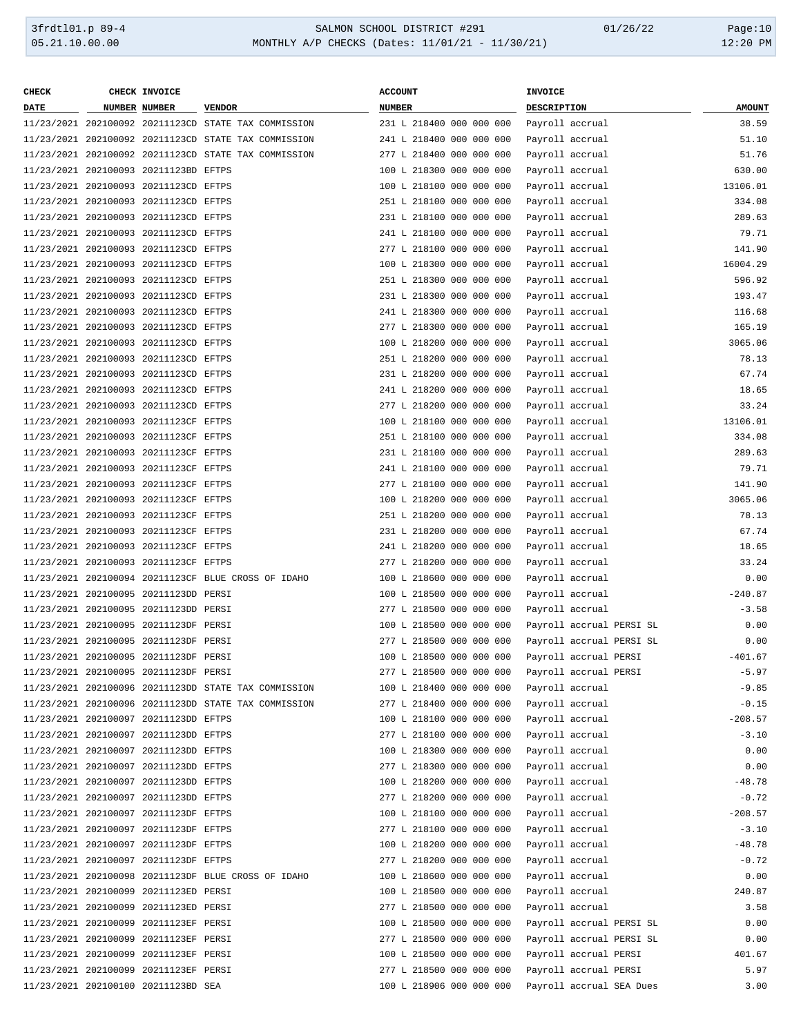| CHECK DATE | CHECK NUMBER | INVOICE NUMBER | VENDOR | ACCOUNT NUMBER | INVOICE DESCRIPTION | AMOUNT |
|---|---|---|---|---|---|---|
| 11/23/2021 | 202100092 | 20211123CD | STATE TAX COMMISSION | 231 L 218400 000 000 000 | Payroll accrual | 38.59 |
| 11/23/2021 | 202100092 | 20211123CD | STATE TAX COMMISSION | 241 L 218400 000 000 000 | Payroll accrual | 51.10 |
| 11/23/2021 | 202100092 | 20211123CD | STATE TAX COMMISSION | 277 L 218400 000 000 000 | Payroll accrual | 51.76 |
| 11/23/2021 | 202100093 | 20211123BD | EFTPS | 100 L 218300 000 000 000 | Payroll accrual | 630.00 |
| 11/23/2021 | 202100093 | 20211123CD | EFTPS | 100 L 218100 000 000 000 | Payroll accrual | 13106.01 |
| 11/23/2021 | 202100093 | 20211123CD | EFTPS | 251 L 218100 000 000 000 | Payroll accrual | 334.08 |
| 11/23/2021 | 202100093 | 20211123CD | EFTPS | 231 L 218100 000 000 000 | Payroll accrual | 289.63 |
| 11/23/2021 | 202100093 | 20211123CD | EFTPS | 241 L 218100 000 000 000 | Payroll accrual | 79.71 |
| 11/23/2021 | 202100093 | 20211123CD | EFTPS | 277 L 218100 000 000 000 | Payroll accrual | 141.90 |
| 11/23/2021 | 202100093 | 20211123CD | EFTPS | 100 L 218300 000 000 000 | Payroll accrual | 16004.29 |
| 11/23/2021 | 202100093 | 20211123CD | EFTPS | 251 L 218300 000 000 000 | Payroll accrual | 596.92 |
| 11/23/2021 | 202100093 | 20211123CD | EFTPS | 231 L 218300 000 000 000 | Payroll accrual | 193.47 |
| 11/23/2021 | 202100093 | 20211123CD | EFTPS | 241 L 218300 000 000 000 | Payroll accrual | 116.68 |
| 11/23/2021 | 202100093 | 20211123CD | EFTPS | 277 L 218300 000 000 000 | Payroll accrual | 165.19 |
| 11/23/2021 | 202100093 | 20211123CD | EFTPS | 100 L 218200 000 000 000 | Payroll accrual | 3065.06 |
| 11/23/2021 | 202100093 | 20211123CD | EFTPS | 251 L 218200 000 000 000 | Payroll accrual | 78.13 |
| 11/23/2021 | 202100093 | 20211123CD | EFTPS | 231 L 218200 000 000 000 | Payroll accrual | 67.74 |
| 11/23/2021 | 202100093 | 20211123CD | EFTPS | 241 L 218200 000 000 000 | Payroll accrual | 18.65 |
| 11/23/2021 | 202100093 | 20211123CD | EFTPS | 277 L 218200 000 000 000 | Payroll accrual | 33.24 |
| 11/23/2021 | 202100093 | 20211123CF | EFTPS | 100 L 218100 000 000 000 | Payroll accrual | 13106.01 |
| 11/23/2021 | 202100093 | 20211123CF | EFTPS | 251 L 218100 000 000 000 | Payroll accrual | 334.08 |
| 11/23/2021 | 202100093 | 20211123CF | EFTPS | 231 L 218100 000 000 000 | Payroll accrual | 289.63 |
| 11/23/2021 | 202100093 | 20211123CF | EFTPS | 241 L 218100 000 000 000 | Payroll accrual | 79.71 |
| 11/23/2021 | 202100093 | 20211123CF | EFTPS | 277 L 218100 000 000 000 | Payroll accrual | 141.90 |
| 11/23/2021 | 202100093 | 20211123CF | EFTPS | 100 L 218200 000 000 000 | Payroll accrual | 3065.06 |
| 11/23/2021 | 202100093 | 20211123CF | EFTPS | 251 L 218200 000 000 000 | Payroll accrual | 78.13 |
| 11/23/2021 | 202100093 | 20211123CF | EFTPS | 231 L 218200 000 000 000 | Payroll accrual | 67.74 |
| 11/23/2021 | 202100093 | 20211123CF | EFTPS | 241 L 218200 000 000 000 | Payroll accrual | 18.65 |
| 11/23/2021 | 202100093 | 20211123CF | EFTPS | 277 L 218200 000 000 000 | Payroll accrual | 33.24 |
| 11/23/2021 | 202100094 | 20211123CF | BLUE CROSS OF IDAHO | 100 L 218600 000 000 000 | Payroll accrual | 0.00 |
| 11/23/2021 | 202100095 | 20211123DD | PERSI | 100 L 218500 000 000 000 | Payroll accrual | -240.87 |
| 11/23/2021 | 202100095 | 20211123DD | PERSI | 277 L 218500 000 000 000 | Payroll accrual | -3.58 |
| 11/23/2021 | 202100095 | 20211123DF | PERSI | 100 L 218500 000 000 000 | Payroll accrual PERSI SL | 0.00 |
| 11/23/2021 | 202100095 | 20211123DF | PERSI | 277 L 218500 000 000 000 | Payroll accrual PERSI SL | 0.00 |
| 11/23/2021 | 202100095 | 20211123DF | PERSI | 100 L 218500 000 000 000 | Payroll accrual PERSI | -401.67 |
| 11/23/2021 | 202100095 | 20211123DF | PERSI | 277 L 218500 000 000 000 | Payroll accrual PERSI | -5.97 |
| 11/23/2021 | 202100096 | 20211123DD | STATE TAX COMMISSION | 100 L 218400 000 000 000 | Payroll accrual | -9.85 |
| 11/23/2021 | 202100096 | 20211123DD | STATE TAX COMMISSION | 277 L 218400 000 000 000 | Payroll accrual | -0.15 |
| 11/23/2021 | 202100097 | 20211123DD | EFTPS | 100 L 218100 000 000 000 | Payroll accrual | -208.57 |
| 11/23/2021 | 202100097 | 20211123DD | EFTPS | 277 L 218100 000 000 000 | Payroll accrual | -3.10 |
| 11/23/2021 | 202100097 | 20211123DD | EFTPS | 100 L 218300 000 000 000 | Payroll accrual | 0.00 |
| 11/23/2021 | 202100097 | 20211123DD | EFTPS | 277 L 218300 000 000 000 | Payroll accrual | 0.00 |
| 11/23/2021 | 202100097 | 20211123DD | EFTPS | 100 L 218200 000 000 000 | Payroll accrual | -48.78 |
| 11/23/2021 | 202100097 | 20211123DD | EFTPS | 277 L 218200 000 000 000 | Payroll accrual | -0.72 |
| 11/23/2021 | 202100097 | 20211123DF | EFTPS | 100 L 218100 000 000 000 | Payroll accrual | -208.57 |
| 11/23/2021 | 202100097 | 20211123DF | EFTPS | 277 L 218100 000 000 000 | Payroll accrual | -3.10 |
| 11/23/2021 | 202100097 | 20211123DF | EFTPS | 100 L 218200 000 000 000 | Payroll accrual | -48.78 |
| 11/23/2021 | 202100097 | 20211123DF | EFTPS | 277 L 218200 000 000 000 | Payroll accrual | -0.72 |
| 11/23/2021 | 202100098 | 20211123DF | BLUE CROSS OF IDAHO | 100 L 218600 000 000 000 | Payroll accrual | 0.00 |
| 11/23/2021 | 202100099 | 20211123ED | PERSI | 100 L 218500 000 000 000 | Payroll accrual | 240.87 |
| 11/23/2021 | 202100099 | 20211123ED | PERSI | 277 L 218500 000 000 000 | Payroll accrual | 3.58 |
| 11/23/2021 | 202100099 | 20211123EF | PERSI | 100 L 218500 000 000 000 | Payroll accrual PERSI SL | 0.00 |
| 11/23/2021 | 202100099 | 20211123EF | PERSI | 277 L 218500 000 000 000 | Payroll accrual PERSI SL | 0.00 |
| 11/23/2021 | 202100099 | 20211123EF | PERSI | 100 L 218500 000 000 000 | Payroll accrual PERSI | 401.67 |
| 11/23/2021 | 202100099 | 20211123EF | PERSI | 277 L 218500 000 000 000 | Payroll accrual PERSI | 5.97 |
| 11/23/2021 | 202100100 | 20211123BD | SEA | 100 L 218906 000 000 000 | Payroll accrual SEA Dues | 3.00 |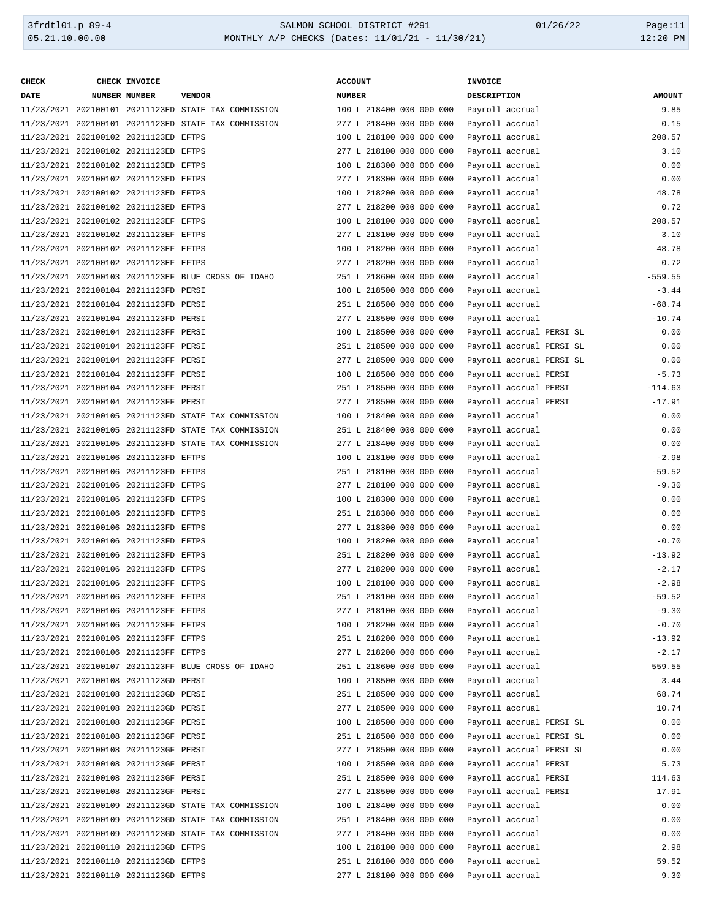| CHECK DATE | CHECK NUMBER | INVOICE NUMBER | VENDOR | ACCOUNT NUMBER | INVOICE DESCRIPTION | AMOUNT |
|---|---|---|---|---|---|---|
| 11/23/2021 | 202100101 | 20211123ED | STATE TAX COMMISSION | 100 L 218400 000 000 000 | Payroll accrual | 9.85 |
| 11/23/2021 | 202100101 | 20211123ED | STATE TAX COMMISSION | 277 L 218400 000 000 000 | Payroll accrual | 0.15 |
| 11/23/2021 | 202100102 | 20211123ED | EFTPS | 100 L 218100 000 000 000 | Payroll accrual | 208.57 |
| 11/23/2021 | 202100102 | 20211123ED | EFTPS | 277 L 218100 000 000 000 | Payroll accrual | 3.10 |
| 11/23/2021 | 202100102 | 20211123ED | EFTPS | 100 L 218300 000 000 000 | Payroll accrual | 0.00 |
| 11/23/2021 | 202100102 | 20211123ED | EFTPS | 277 L 218300 000 000 000 | Payroll accrual | 0.00 |
| 11/23/2021 | 202100102 | 20211123ED | EFTPS | 100 L 218200 000 000 000 | Payroll accrual | 48.78 |
| 11/23/2021 | 202100102 | 20211123ED | EFTPS | 277 L 218200 000 000 000 | Payroll accrual | 0.72 |
| 11/23/2021 | 202100102 | 20211123EF | EFTPS | 100 L 218100 000 000 000 | Payroll accrual | 208.57 |
| 11/23/2021 | 202100102 | 20211123EF | EFTPS | 277 L 218100 000 000 000 | Payroll accrual | 3.10 |
| 11/23/2021 | 202100102 | 20211123EF | EFTPS | 100 L 218200 000 000 000 | Payroll accrual | 48.78 |
| 11/23/2021 | 202100102 | 20211123EF | EFTPS | 277 L 218200 000 000 000 | Payroll accrual | 0.72 |
| 11/23/2021 | 202100103 | 20211123EF | BLUE CROSS OF IDAHO | 251 L 218600 000 000 000 | Payroll accrual | -559.55 |
| 11/23/2021 | 202100104 | 20211123FD | PERSI | 100 L 218500 000 000 000 | Payroll accrual | -3.44 |
| 11/23/2021 | 202100104 | 20211123FD | PERSI | 251 L 218500 000 000 000 | Payroll accrual | -68.74 |
| 11/23/2021 | 202100104 | 20211123FD | PERSI | 277 L 218500 000 000 000 | Payroll accrual | -10.74 |
| 11/23/2021 | 202100104 | 20211123FF | PERSI | 100 L 218500 000 000 000 | Payroll accrual PERSI SL | 0.00 |
| 11/23/2021 | 202100104 | 20211123FF | PERSI | 251 L 218500 000 000 000 | Payroll accrual PERSI SL | 0.00 |
| 11/23/2021 | 202100104 | 20211123FF | PERSI | 277 L 218500 000 000 000 | Payroll accrual PERSI SL | 0.00 |
| 11/23/2021 | 202100104 | 20211123FF | PERSI | 100 L 218500 000 000 000 | Payroll accrual PERSI | -5.73 |
| 11/23/2021 | 202100104 | 20211123FF | PERSI | 251 L 218500 000 000 000 | Payroll accrual PERSI | -114.63 |
| 11/23/2021 | 202100104 | 20211123FF | PERSI | 277 L 218500 000 000 000 | Payroll accrual PERSI | -17.91 |
| 11/23/2021 | 202100105 | 20211123FD | STATE TAX COMMISSION | 100 L 218400 000 000 000 | Payroll accrual | 0.00 |
| 11/23/2021 | 202100105 | 20211123FD | STATE TAX COMMISSION | 251 L 218400 000 000 000 | Payroll accrual | 0.00 |
| 11/23/2021 | 202100105 | 20211123FD | STATE TAX COMMISSION | 277 L 218400 000 000 000 | Payroll accrual | 0.00 |
| 11/23/2021 | 202100106 | 20211123FD | EFTPS | 100 L 218100 000 000 000 | Payroll accrual | -2.98 |
| 11/23/2021 | 202100106 | 20211123FD | EFTPS | 251 L 218100 000 000 000 | Payroll accrual | -59.52 |
| 11/23/2021 | 202100106 | 20211123FD | EFTPS | 277 L 218100 000 000 000 | Payroll accrual | -9.30 |
| 11/23/2021 | 202100106 | 20211123FD | EFTPS | 100 L 218300 000 000 000 | Payroll accrual | 0.00 |
| 11/23/2021 | 202100106 | 20211123FD | EFTPS | 251 L 218300 000 000 000 | Payroll accrual | 0.00 |
| 11/23/2021 | 202100106 | 20211123FD | EFTPS | 277 L 218300 000 000 000 | Payroll accrual | 0.00 |
| 11/23/2021 | 202100106 | 20211123FD | EFTPS | 100 L 218200 000 000 000 | Payroll accrual | -0.70 |
| 11/23/2021 | 202100106 | 20211123FD | EFTPS | 251 L 218200 000 000 000 | Payroll accrual | -13.92 |
| 11/23/2021 | 202100106 | 20211123FD | EFTPS | 277 L 218200 000 000 000 | Payroll accrual | -2.17 |
| 11/23/2021 | 202100106 | 20211123FF | EFTPS | 100 L 218100 000 000 000 | Payroll accrual | -2.98 |
| 11/23/2021 | 202100106 | 20211123FF | EFTPS | 251 L 218100 000 000 000 | Payroll accrual | -59.52 |
| 11/23/2021 | 202100106 | 20211123FF | EFTPS | 277 L 218100 000 000 000 | Payroll accrual | -9.30 |
| 11/23/2021 | 202100106 | 20211123FF | EFTPS | 100 L 218200 000 000 000 | Payroll accrual | -0.70 |
| 11/23/2021 | 202100106 | 20211123FF | EFTPS | 251 L 218200 000 000 000 | Payroll accrual | -13.92 |
| 11/23/2021 | 202100106 | 20211123FF | EFTPS | 277 L 218200 000 000 000 | Payroll accrual | -2.17 |
| 11/23/2021 | 202100107 | 20211123FF | BLUE CROSS OF IDAHO | 251 L 218600 000 000 000 | Payroll accrual | 559.55 |
| 11/23/2021 | 202100108 | 20211123GD | PERSI | 100 L 218500 000 000 000 | Payroll accrual | 3.44 |
| 11/23/2021 | 202100108 | 20211123GD | PERSI | 251 L 218500 000 000 000 | Payroll accrual | 68.74 |
| 11/23/2021 | 202100108 | 20211123GD | PERSI | 277 L 218500 000 000 000 | Payroll accrual | 10.74 |
| 11/23/2021 | 202100108 | 20211123GF | PERSI | 100 L 218500 000 000 000 | Payroll accrual PERSI SL | 0.00 |
| 11/23/2021 | 202100108 | 20211123GF | PERSI | 251 L 218500 000 000 000 | Payroll accrual PERSI SL | 0.00 |
| 11/23/2021 | 202100108 | 20211123GF | PERSI | 277 L 218500 000 000 000 | Payroll accrual PERSI SL | 0.00 |
| 11/23/2021 | 202100108 | 20211123GF | PERSI | 100 L 218500 000 000 000 | Payroll accrual PERSI | 5.73 |
| 11/23/2021 | 202100108 | 20211123GF | PERSI | 251 L 218500 000 000 000 | Payroll accrual PERSI | 114.63 |
| 11/23/2021 | 202100108 | 20211123GF | PERSI | 277 L 218500 000 000 000 | Payroll accrual PERSI | 17.91 |
| 11/23/2021 | 202100109 | 20211123GD | STATE TAX COMMISSION | 100 L 218400 000 000 000 | Payroll accrual | 0.00 |
| 11/23/2021 | 202100109 | 20211123GD | STATE TAX COMMISSION | 251 L 218400 000 000 000 | Payroll accrual | 0.00 |
| 11/23/2021 | 202100109 | 20211123GD | STATE TAX COMMISSION | 277 L 218400 000 000 000 | Payroll accrual | 0.00 |
| 11/23/2021 | 202100110 | 20211123GD | EFTPS | 100 L 218100 000 000 000 | Payroll accrual | 2.98 |
| 11/23/2021 | 202100110 | 20211123GD | EFTPS | 251 L 218100 000 000 000 | Payroll accrual | 59.52 |
| 11/23/2021 | 202100110 | 20211123GD | EFTPS | 277 L 218100 000 000 000 | Payroll accrual | 9.30 |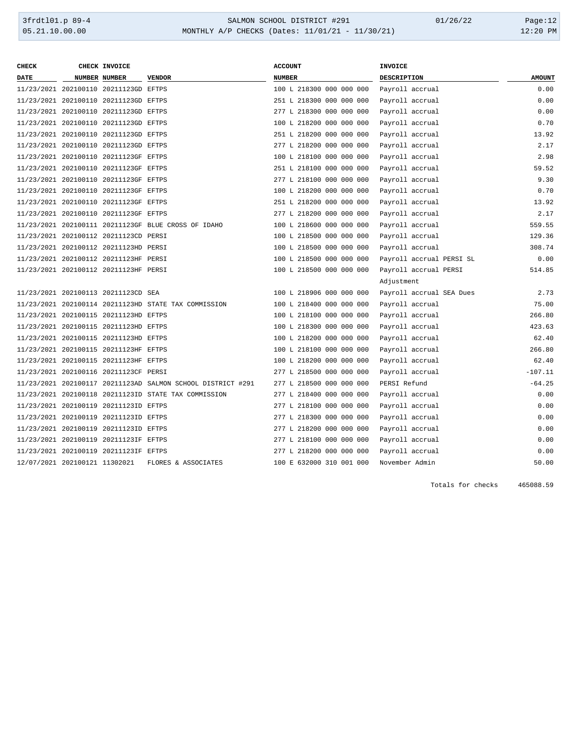| CHECK DATE | CHECK NUMBER | INVOICE NUMBER | VENDOR | ACCOUNT NUMBER | INVOICE DESCRIPTION | AMOUNT |
|---|---|---|---|---|---|---|
| 11/23/2021 | 202100110 | 20211123GD | EFTPS | 100 L 218300 000 000 000 | Payroll accrual | 0.00 |
| 11/23/2021 | 202100110 | 20211123GD | EFTPS | 251 L 218300 000 000 000 | Payroll accrual | 0.00 |
| 11/23/2021 | 202100110 | 20211123GD | EFTPS | 277 L 218300 000 000 000 | Payroll accrual | 0.00 |
| 11/23/2021 | 202100110 | 20211123GD | EFTPS | 100 L 218200 000 000 000 | Payroll accrual | 0.70 |
| 11/23/2021 | 202100110 | 20211123GD | EFTPS | 251 L 218200 000 000 000 | Payroll accrual | 13.92 |
| 11/23/2021 | 202100110 | 20211123GD | EFTPS | 277 L 218200 000 000 000 | Payroll accrual | 2.17 |
| 11/23/2021 | 202100110 | 20211123GF | EFTPS | 100 L 218100 000 000 000 | Payroll accrual | 2.98 |
| 11/23/2021 | 202100110 | 20211123GF | EFTPS | 251 L 218100 000 000 000 | Payroll accrual | 59.52 |
| 11/23/2021 | 202100110 | 20211123GF | EFTPS | 277 L 218100 000 000 000 | Payroll accrual | 9.30 |
| 11/23/2021 | 202100110 | 20211123GF | EFTPS | 100 L 218200 000 000 000 | Payroll accrual | 0.70 |
| 11/23/2021 | 202100110 | 20211123GF | EFTPS | 251 L 218200 000 000 000 | Payroll accrual | 13.92 |
| 11/23/2021 | 202100110 | 20211123GF | EFTPS | 277 L 218200 000 000 000 | Payroll accrual | 2.17 |
| 11/23/2021 | 202100111 | 20211123GF | BLUE CROSS OF IDAHO | 100 L 218600 000 000 000 | Payroll accrual | 559.55 |
| 11/23/2021 | 202100112 | 20211123CD | PERSI | 100 L 218500 000 000 000 | Payroll accrual | 129.36 |
| 11/23/2021 | 202100112 | 20211123HD | PERSI | 100 L 218500 000 000 000 | Payroll accrual | 308.74 |
| 11/23/2021 | 202100112 | 20211123HF | PERSI | 100 L 218500 000 000 000 | Payroll accrual PERSI SL | 0.00 |
| 11/23/2021 | 202100112 | 20211123HF | PERSI | 100 L 218500 000 000 000 | Payroll accrual PERSI Adjustment | 514.85 |
| 11/23/2021 | 202100113 | 20211123CD | SEA | 100 L 218906 000 000 000 | Payroll accrual SEA Dues | 2.73 |
| 11/23/2021 | 202100114 | 20211123HD | STATE TAX COMMISSION | 100 L 218400 000 000 000 | Payroll accrual | 75.00 |
| 11/23/2021 | 202100115 | 20211123HD | EFTPS | 100 L 218100 000 000 000 | Payroll accrual | 266.80 |
| 11/23/2021 | 202100115 | 20211123HD | EFTPS | 100 L 218300 000 000 000 | Payroll accrual | 423.63 |
| 11/23/2021 | 202100115 | 20211123HD | EFTPS | 100 L 218200 000 000 000 | Payroll accrual | 62.40 |
| 11/23/2021 | 202100115 | 20211123HF | EFTPS | 100 L 218100 000 000 000 | Payroll accrual | 266.80 |
| 11/23/2021 | 202100115 | 20211123HF | EFTPS | 100 L 218200 000 000 000 | Payroll accrual | 62.40 |
| 11/23/2021 | 202100116 | 20211123CF | PERSI | 277 L 218500 000 000 000 | Payroll accrual | -107.11 |
| 11/23/2021 | 202100117 | 20211123AD | SALMON SCHOOL DISTRICT #291 | 277 L 218500 000 000 000 | PERSI Refund | -64.25 |
| 11/23/2021 | 202100118 | 20211123ID | STATE TAX COMMISSION | 277 L 218400 000 000 000 | Payroll accrual | 0.00 |
| 11/23/2021 | 202100119 | 20211123ID | EFTPS | 277 L 218100 000 000 000 | Payroll accrual | 0.00 |
| 11/23/2021 | 202100119 | 20211123ID | EFTPS | 277 L 218300 000 000 000 | Payroll accrual | 0.00 |
| 11/23/2021 | 202100119 | 20211123ID | EFTPS | 277 L 218200 000 000 000 | Payroll accrual | 0.00 |
| 11/23/2021 | 202100119 | 20211123IF | EFTPS | 277 L 218100 000 000 000 | Payroll accrual | 0.00 |
| 11/23/2021 | 202100119 | 20211123IF | EFTPS | 277 L 218200 000 000 000 | Payroll accrual | 0.00 |
| 12/07/2021 | 202100121 | 11302021 | FLORES & ASSOCIATES | 100 E 632000 310 001 000 | November Admin | 50.00 |
| | | | | | Totals for checks | 465088.59 |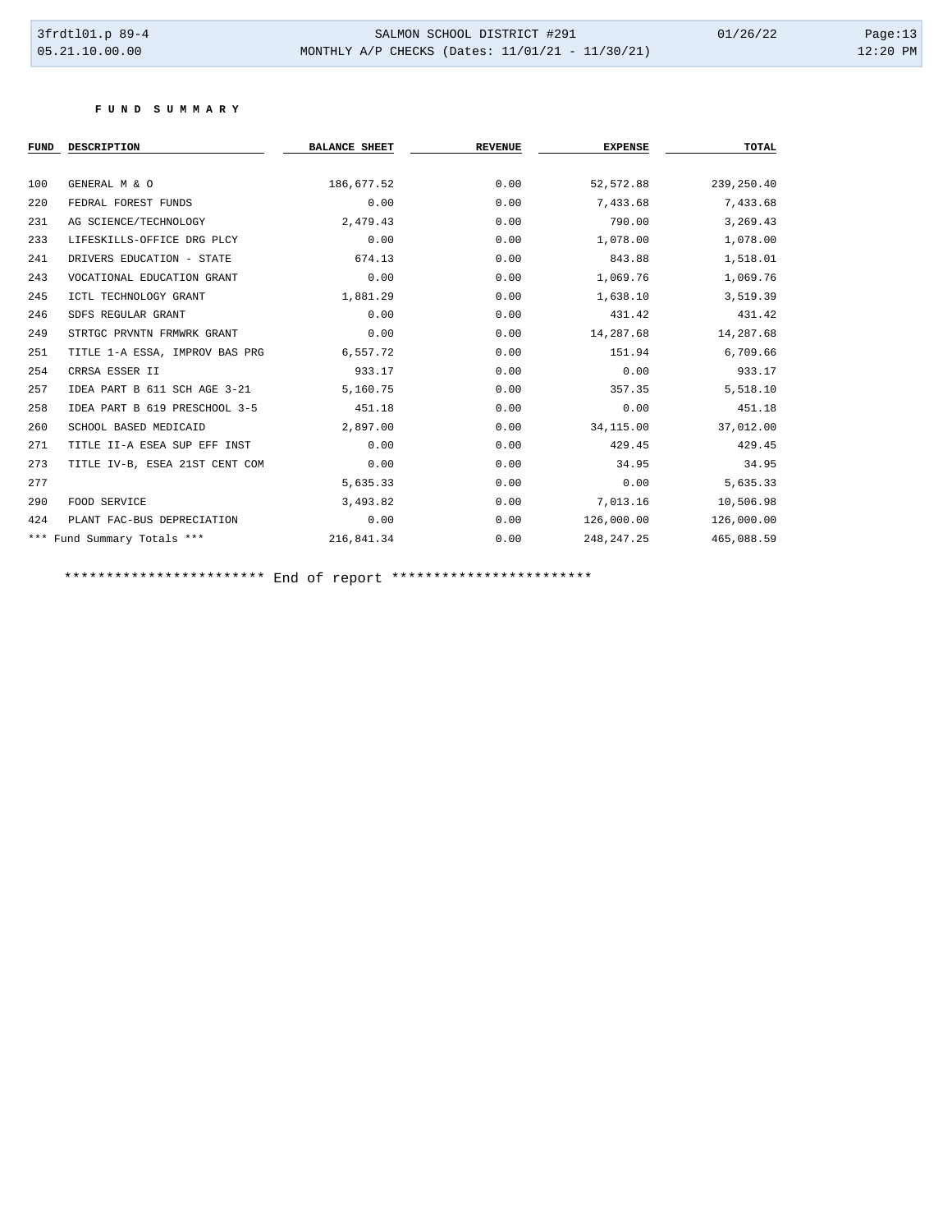**FUND SUMMARY**

| FUND | DESCRIPTION | BALANCE SHEET | REVENUE | EXPENSE | TOTAL |
|---|---|---|---|---|---|
| 100 | GENERAL M & O | 186,677.52 | 0.00 | 52,572.88 | 239,250.40 |
| 220 | FEDRAL FOREST FUNDS | 0.00 | 0.00 | 7,433.68 | 7,433.68 |
| 231 | AG SCIENCE/TECHNOLOGY | 2,479.43 | 0.00 | 790.00 | 3,269.43 |
| 233 | LIFESKILLS-OFFICE DRG PLCY | 0.00 | 0.00 | 1,078.00 | 1,078.00 |
| 241 | DRIVERS EDUCATION - STATE | 674.13 | 0.00 | 843.88 | 1,518.01 |
| 243 | VOCATIONAL EDUCATION GRANT | 0.00 | 0.00 | 1,069.76 | 1,069.76 |
| 245 | ICTL TECHNOLOGY GRANT | 1,881.29 | 0.00 | 1,638.10 | 3,519.39 |
| 246 | SDFS REGULAR GRANT | 0.00 | 0.00 | 431.42 | 431.42 |
| 249 | STRTGC PRVNTN FRMWRK GRANT | 0.00 | 0.00 | 14,287.68 | 14,287.68 |
| 251 | TITLE 1-A ESSA, IMPROV BAS PRG | 6,557.72 | 0.00 | 151.94 | 6,709.66 |
| 254 | CRRSA ESSER II | 933.17 | 0.00 | 0.00 | 933.17 |
| 257 | IDEA PART B 611 SCH AGE 3-21 | 5,160.75 | 0.00 | 357.35 | 5,518.10 |
| 258 | IDEA PART B 619 PRESCHOOL 3-5 | 451.18 | 0.00 | 0.00 | 451.18 |
| 260 | SCHOOL BASED MEDICAID | 2,897.00 | 0.00 | 34,115.00 | 37,012.00 |
| 271 | TITLE II-A ESEA SUP EFF INST | 0.00 | 0.00 | 429.45 | 429.45 |
| 273 | TITLE IV-B, ESEA 21ST CENT COM | 0.00 | 0.00 | 34.95 | 34.95 |
| 277 | | 5,635.33 | 0.00 | 0.00 | 5,635.33 |
| 290 | FOOD SERVICE | 3,493.82 | 0.00 | 7,013.16 | 10,506.98 |
| 424 | PLANT FAC-BUS DEPRECIATION | 0.00 | 0.00 | 126,000.00 | 126,000.00 |
| *** Fund Summary Totals *** | | 216,841.34 | 0.00 | 248,247.25 | 465,088.59 |

************************ End of report ************************